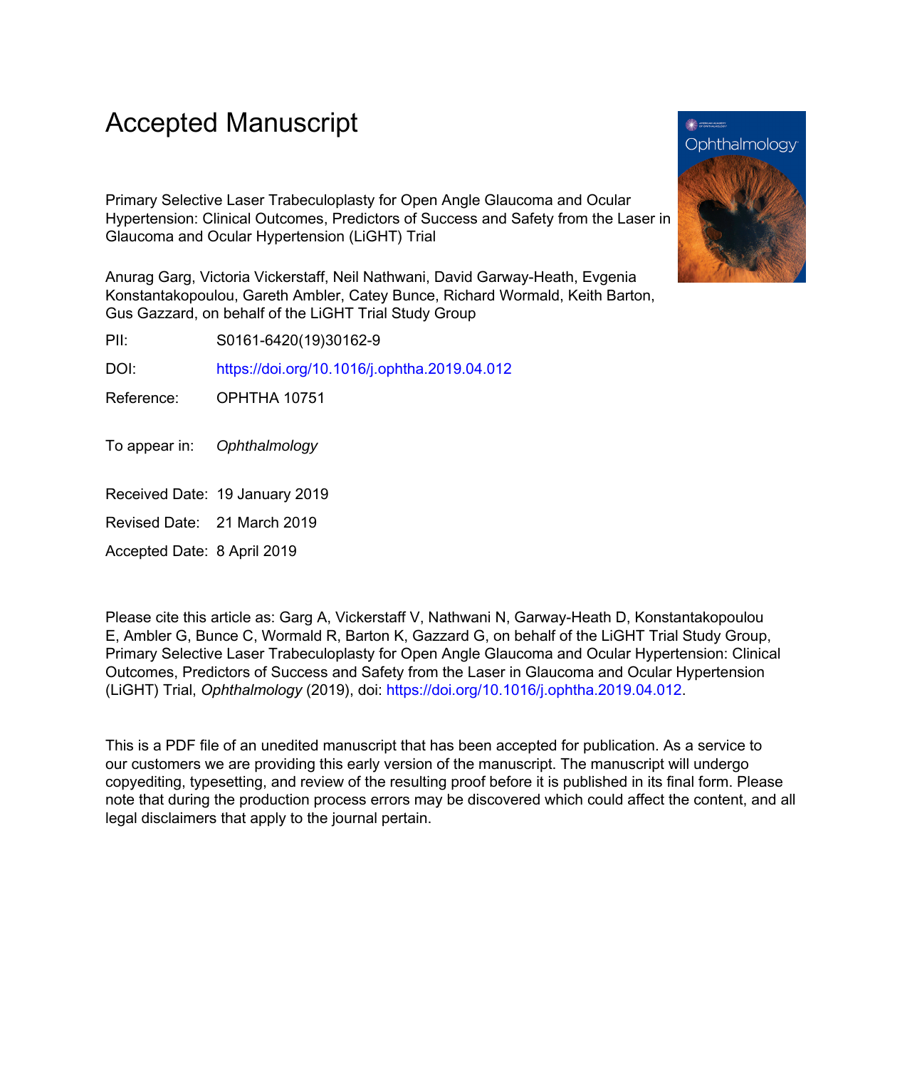# Accepted Manuscript

Primary Selective Laser Trabeculoplasty for Open Angle Glaucoma and Ocular Hypertension: Clinical Outcomes, Predictors of Success and Safety from the Laser in Glaucoma and Ocular Hypertension (LiGHT) Trial

Anurag Garg, Victoria Vickerstaff, Neil Nathwani, David Garway-Heath, Evgenia Konstantakopoulou, Gareth Ambler, Catey Bunce, Richard Wormald, Keith Barton, Gus Gazzard, on behalf of the LiGHT Trial Study Group

PII: S0161-6420(19)30162-9

DOI: https://doi.org/10.1016/j.ophtha.2019.04.012

Reference: OPHTHA 10751

To appear in: *Ophthalmology*

Received Date: 19 January 2019

Revised Date: 21 March 2019

Accepted Date: 8 April 2019

Please cite this article as: Garg A, Vickerstaff V, Nathwani N, Garway-Heath D, Konstantakopoulou E, Ambler G, Bunce C, Wormald R, Barton K, Gazzard G, on behalf of the LiGHT Trial Study Group, Primary Selective Laser Trabeculoplasty for Open Angle Glaucoma and Ocular Hypertension: Clinical Outcomes, Predictors of Success and Safety from the Laser in Glaucoma and Ocular Hypertension (LiGHT) Trial, *Ophthalmology* (2019), doi: https://doi.org/10.1016/j.ophtha.2019.04.012.

This is a PDF file of an unedited manuscript that has been accepted for publication. As a service to our customers we are providing this early version of the manuscript. The manuscript will undergo copyediting, typesetting, and review of the resulting proof before it is published in its final form. Please note that during the production process errors may be discovered which could affect the content, and all legal disclaimers that apply to the journal pertain.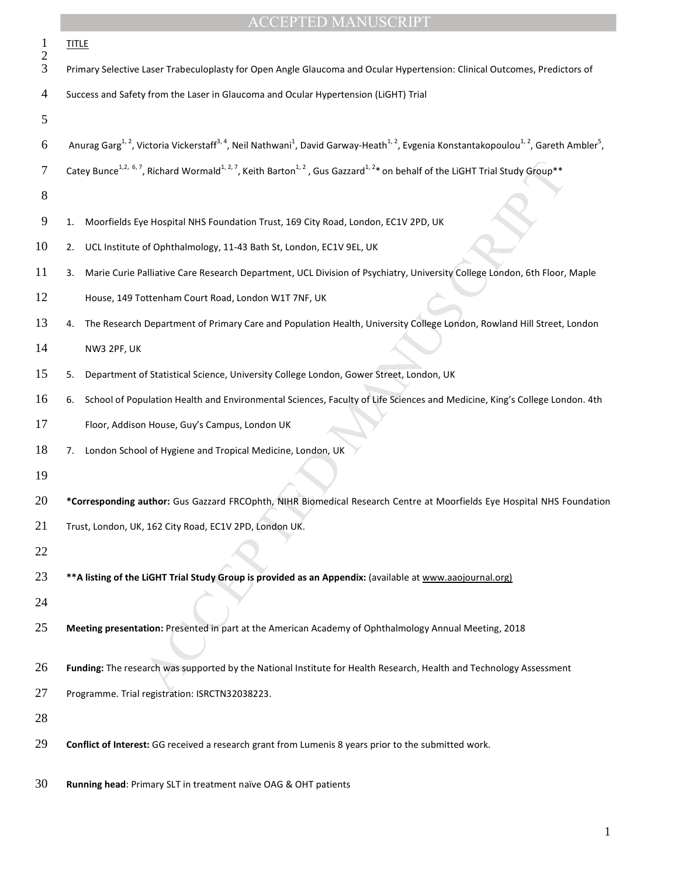TITLE

Primary Selective Laser Trabeculoplasty for Open Angle Glaucoma and Ocular Hypertension: Clinical Outcomes, Predictors of Success and Safety from the Laser in Glaucoma and Ocular Hypertension (LiGHT) Trial

Anurag Garg[1, 2], Victoria Vickerstaff[3, 4], Neil Nathwani[1], David Garway-Heath[1, 2], Evgenia Konstantakopoulou[1, 2], Gareth Ambler[5], Catey Bunce[1,2, 6, 7], Richard Wormald[1, 2, 7], Keith Barton[1, 2], Gus Gazzard[1, 2]* on behalf of the LiGHT Trial Study Group**

1. Moorfields Eye Hospital NHS Foundation Trust, 169 City Road, London, EC1V 2PD, UK
2. UCL Institute of Ophthalmology, 11-43 Bath St, London, EC1V 9EL, UK
3. Marie Curie Palliative Care Research Department, UCL Division of Psychiatry, University College London, 6th Floor, Maple House, 149 Tottenham Court Road, London W1T 7NF, UK
4. The Research Department of Primary Care and Population Health, University College London, Rowland Hill Street, London NW3 2PF, UK
5. Department of Statistical Science, University College London, Gower Street, London, UK
6. School of Population Health and Environmental Sciences, Faculty of Life Sciences and Medicine, King's College London. 4th Floor, Addison House, Guy's Campus, London UK
7. London School of Hygiene and Tropical Medicine, London, UK

**\*Corresponding author:** Gus Gazzard FRCOphth, NIHR Biomedical Research Centre at Moorfields Eye Hospital NHS Foundation Trust, London, UK, 162 City Road, EC1V 2PD, London UK.

**\*\*A listing of the LiGHT Trial Study Group is provided as an Appendix:** (available at www.aaojournal.org)

**Meeting presentation:** Presented in part at the American Academy of Ophthalmology Annual Meeting, 2018

**Funding:** The research was supported by the National Institute for Health Research, Health and Technology Assessment Programme. Trial registration: ISRCTN32038223.

**Conflict of Interest:** GG received a research grant from Lumenis 8 years prior to the submitted work.

**Running head**: Primary SLT in treatment naïve OAG & OHT patients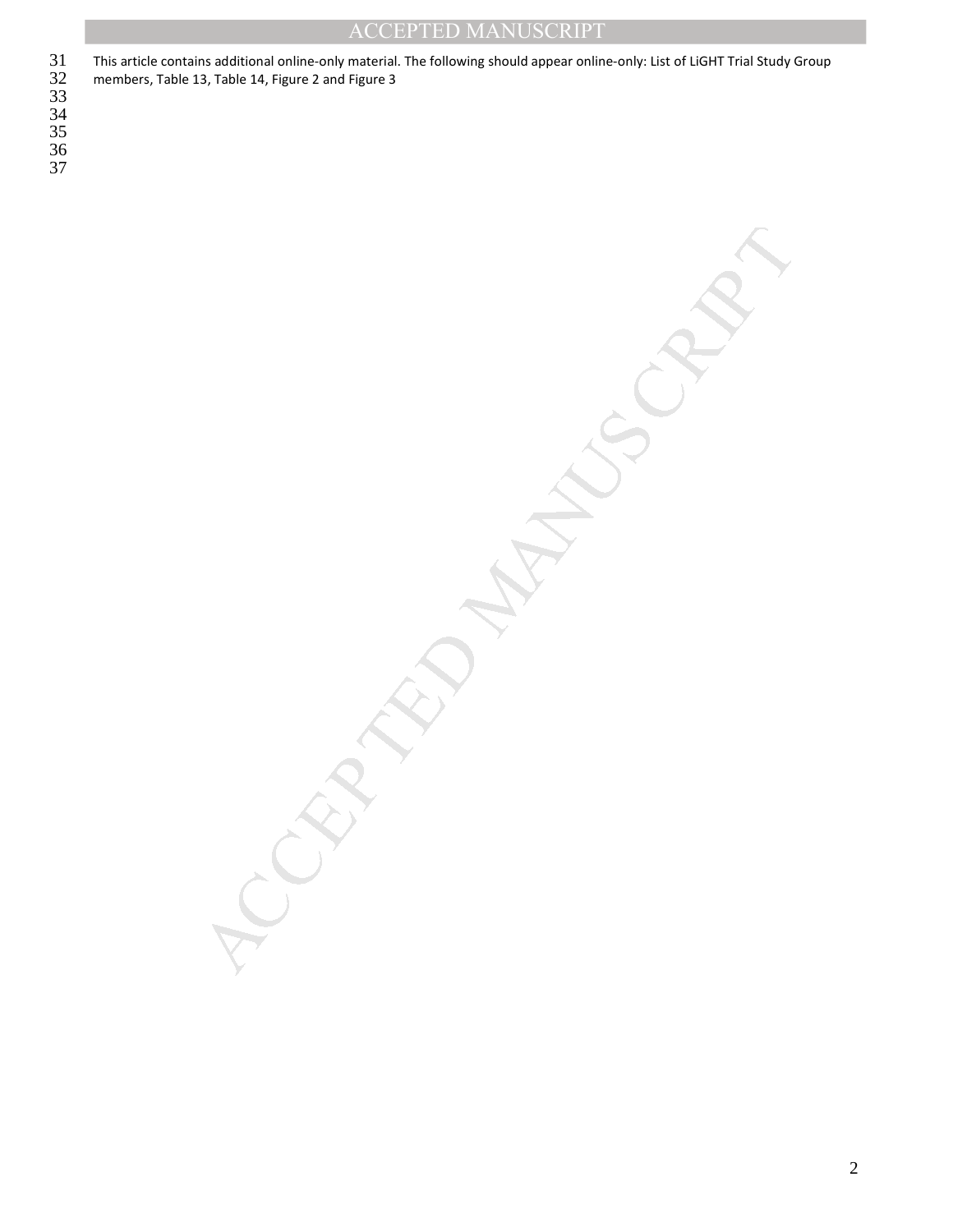This article contains additional online-only material. The following should appear online-only: List of LiGHT Trial Study Group members, Table 13, Table 14, Figure 2 and Figure 3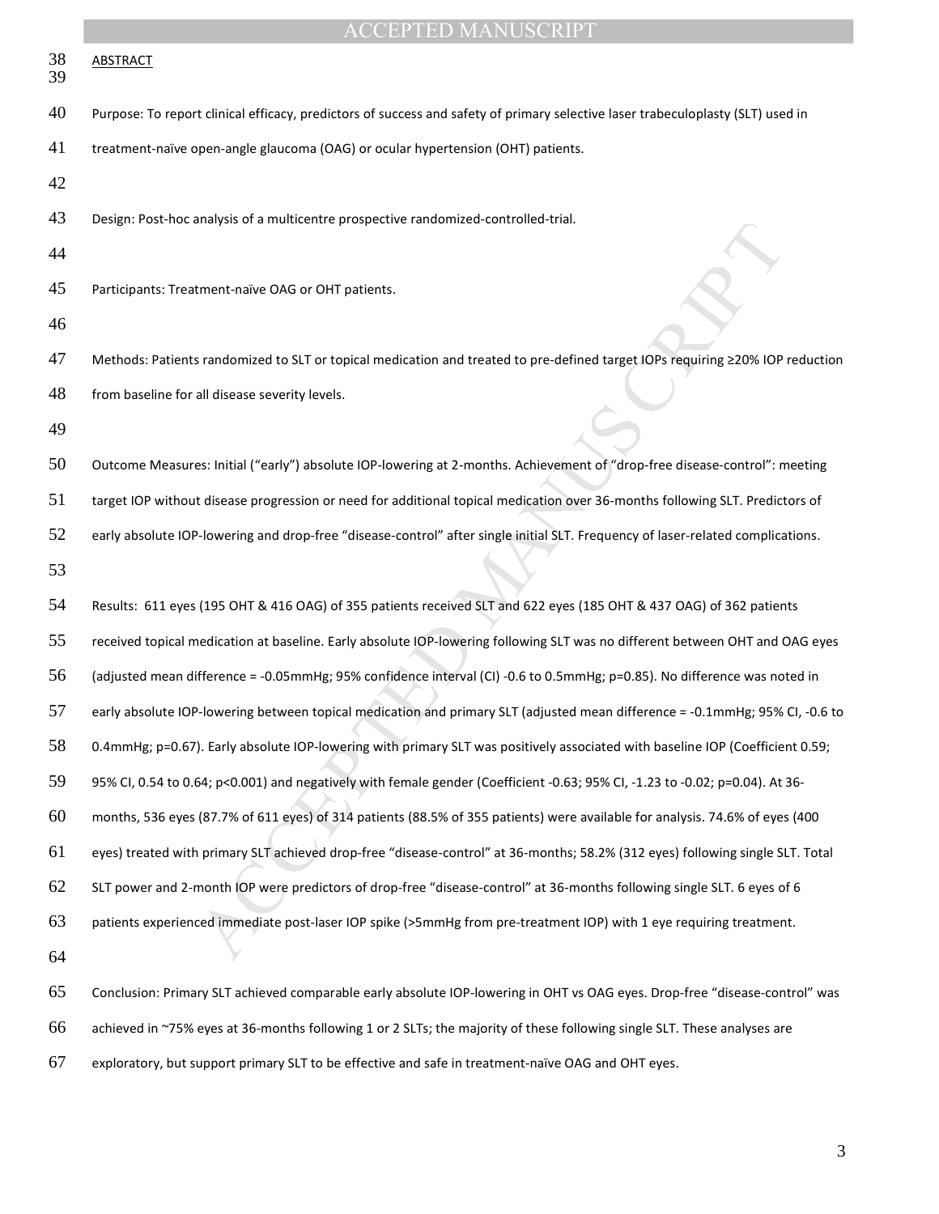ABSTRACT

Purpose: To report clinical efficacy, predictors of success and safety of primary selective laser trabeculoplasty (SLT) used in treatment-naïve open-angle glaucoma (OAG) or ocular hypertension (OHT) patients.

Design: Post-hoc analysis of a multicentre prospective randomized-controlled-trial.

Participants: Treatment-naïve OAG or OHT patients.

Methods: Patients randomized to SLT or topical medication and treated to pre-defined target IOPs requiring ≥20% IOP reduction from baseline for all disease severity levels.

Outcome Measures: Initial ("early") absolute IOP-lowering at 2-months. Achievement of "drop-free disease-control": meeting target IOP without disease progression or need for additional topical medication over 36-months following SLT. Predictors of early absolute IOP-lowering and drop-free "disease-control" after single initial SLT. Frequency of laser-related complications.

Results: 611 eyes (195 OHT & 416 OAG) of 355 patients received SLT and 622 eyes (185 OHT & 437 OAG) of 362 patients received topical medication at baseline. Early absolute IOP-lowering following SLT was no different between OHT and OAG eyes (adjusted mean difference = -0.05mmHg; 95% confidence interval (CI) -0.6 to 0.5mmHg; p=0.85). No difference was noted in early absolute IOP-lowering between topical medication and primary SLT (adjusted mean difference = -0.1mmHg; 95% CI, -0.6 to 0.4mmHg; p=0.67). Early absolute IOP-lowering with primary SLT was positively associated with baseline IOP (Coefficient 0.59; 95% CI, 0.54 to 0.64; p<0.001) and negatively with female gender (Coefficient -0.63; 95% CI, -1.23 to -0.02; p=0.04). At 36-months, 536 eyes (87.7% of 611 eyes) of 314 patients (88.5% of 355 patients) were available for analysis. 74.6% of eyes (400 eyes) treated with primary SLT achieved drop-free "disease-control" at 36-months; 58.2% (312 eyes) following single SLT. Total SLT power and 2-month IOP were predictors of drop-free "disease-control" at 36-months following single SLT. 6 eyes of 6 patients experienced immediate post-laser IOP spike (>5mmHg from pre-treatment IOP) with 1 eye requiring treatment.

Conclusion: Primary SLT achieved comparable early absolute IOP-lowering in OHT vs OAG eyes. Drop-free "disease-control" was achieved in ~75% eyes at 36-months following 1 or 2 SLTs; the majority of these following single SLT. These analyses are exploratory, but support primary SLT to be effective and safe in treatment-naïve OAG and OHT eyes.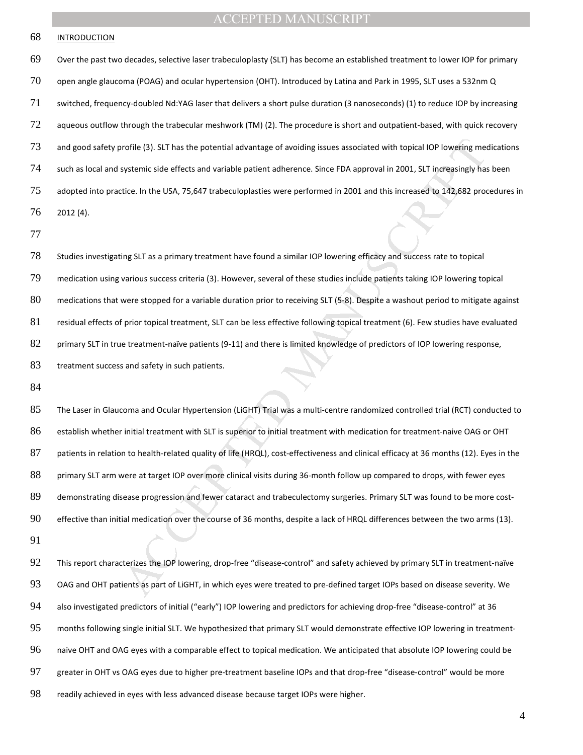INTRODUCTION

Over the past two decades, selective laser trabeculoplasty (SLT) has become an established treatment to lower IOP for primary open angle glaucoma (POAG) and ocular hypertension (OHT). Introduced by Latina and Park in 1995, SLT uses a 532nm Q switched, frequency-doubled Nd:YAG laser that delivers a short pulse duration (3 nanoseconds) (1) to reduce IOP by increasing aqueous outflow through the trabecular meshwork (TM) (2). The procedure is short and outpatient-based, with quick recovery and good safety profile (3). SLT has the potential advantage of avoiding issues associated with topical IOP lowering medications such as local and systemic side effects and variable patient adherence. Since FDA approval in 2001, SLT increasingly has been adopted into practice. In the USA, 75,647 trabeculoplasties were performed in 2001 and this increased to 142,682 procedures in 2012 (4).

Studies investigating SLT as a primary treatment have found a similar IOP lowering efficacy and success rate to topical medication using various success criteria (3). However, several of these studies include patients taking IOP lowering topical medications that were stopped for a variable duration prior to receiving SLT (5-8). Despite a washout period to mitigate against residual effects of prior topical treatment, SLT can be less effective following topical treatment (6). Few studies have evaluated primary SLT in true treatment-naïve patients (9-11) and there is limited knowledge of predictors of IOP lowering response, treatment success and safety in such patients.

The Laser in Glaucoma and Ocular Hypertension (LiGHT) Trial was a multi-centre randomized controlled trial (RCT) conducted to establish whether initial treatment with SLT is superior to initial treatment with medication for treatment-naive OAG or OHT patients in relation to health-related quality of life (HRQL), cost-effectiveness and clinical efficacy at 36 months (12). Eyes in the primary SLT arm were at target IOP over more clinical visits during 36-month follow up compared to drops, with fewer eyes demonstrating disease progression and fewer cataract and trabeculectomy surgeries. Primary SLT was found to be more cost-effective than initial medication over the course of 36 months, despite a lack of HRQL differences between the two arms (13).

This report characterizes the IOP lowering, drop-free "disease-control" and safety achieved by primary SLT in treatment-naïve OAG and OHT patients as part of LiGHT, in which eyes were treated to pre-defined target IOPs based on disease severity. We also investigated predictors of initial ("early") IOP lowering and predictors for achieving drop-free "disease-control" at 36 months following single initial SLT. We hypothesized that primary SLT would demonstrate effective IOP lowering in treatment-naive OHT and OAG eyes with a comparable effect to topical medication. We anticipated that absolute IOP lowering could be greater in OHT vs OAG eyes due to higher pre-treatment baseline IOPs and that drop-free "disease-control" would be more readily achieved in eyes with less advanced disease because target IOPs were higher.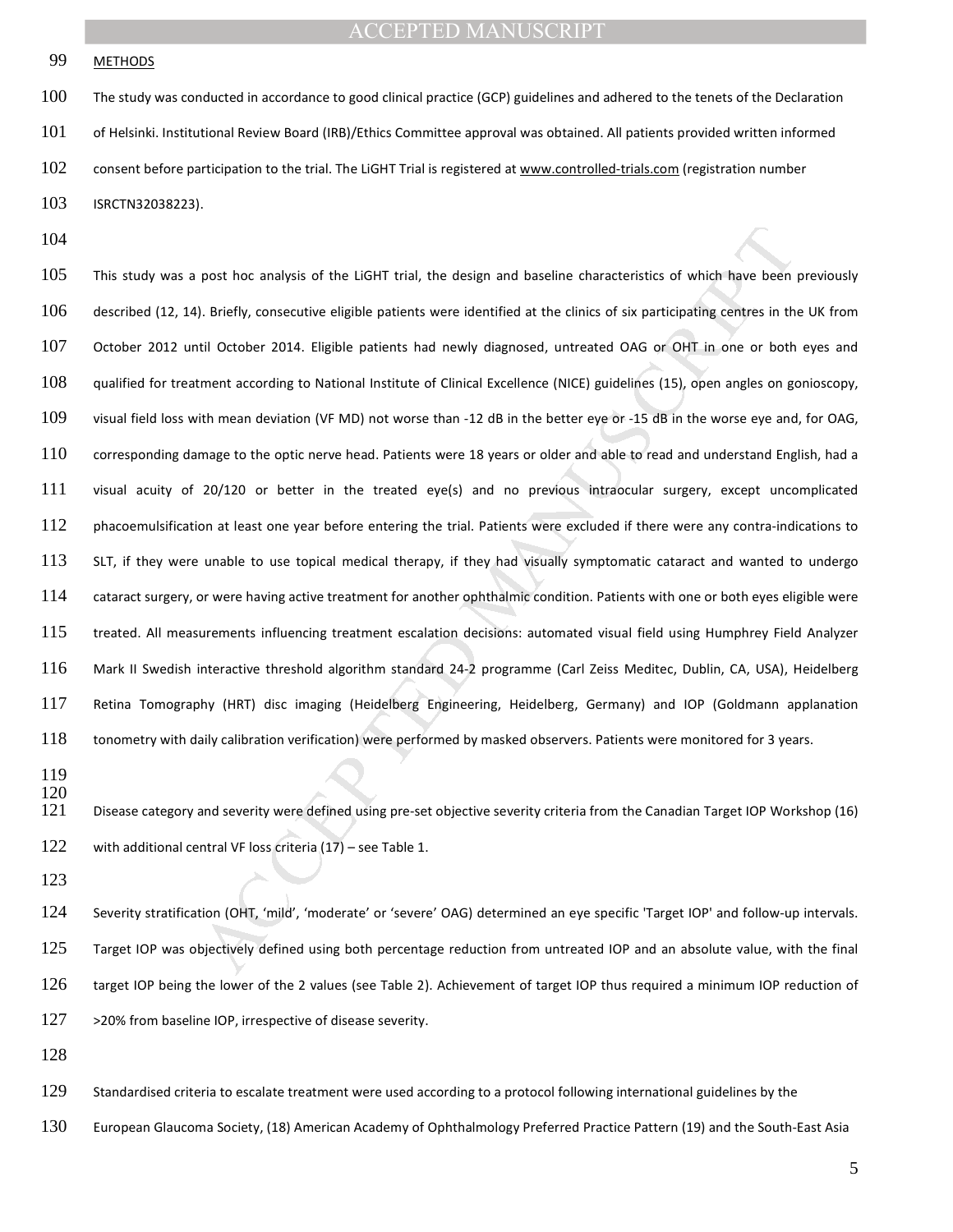## METHODS

The study was conducted in accordance to good clinical practice (GCP) guidelines and adhered to the tenets of the Declaration of Helsinki. Institutional Review Board (IRB)/Ethics Committee approval was obtained. All patients provided written informed consent before participation to the trial. The LiGHT Trial is registered at www.controlled-trials.com (registration number ISRCTN32038223).

This study was a post hoc analysis of the LiGHT trial, the design and baseline characteristics of which have been previously described (12, 14). Briefly, consecutive eligible patients were identified at the clinics of six participating centres in the UK from October 2012 until October 2014. Eligible patients had newly diagnosed, untreated OAG or OHT in one or both eyes and qualified for treatment according to National Institute of Clinical Excellence (NICE) guidelines (15), open angles on gonioscopy, visual field loss with mean deviation (VF MD) not worse than -12 dB in the better eye or -15 dB in the worse eye and, for OAG, corresponding damage to the optic nerve head. Patients were 18 years or older and able to read and understand English, had a visual acuity of 20/120 or better in the treated eye(s) and no previous intraocular surgery, except uncomplicated phacoemulsification at least one year before entering the trial. Patients were excluded if there were any contra-indications to SLT, if they were unable to use topical medical therapy, if they had visually symptomatic cataract and wanted to undergo cataract surgery, or were having active treatment for another ophthalmic condition. Patients with one or both eyes eligible were treated. All measurements influencing treatment escalation decisions: automated visual field using Humphrey Field Analyzer Mark II Swedish interactive threshold algorithm standard 24-2 programme (Carl Zeiss Meditec, Dublin, CA, USA), Heidelberg Retina Tomography (HRT) disc imaging (Heidelberg Engineering, Heidelberg, Germany) and IOP (Goldmann applanation tonometry with daily calibration verification) were performed by masked observers. Patients were monitored for 3 years.

Disease category and severity were defined using pre-set objective severity criteria from the Canadian Target IOP Workshop (16) with additional central VF loss criteria (17) – see Table 1.

Severity stratification (OHT, 'mild', 'moderate' or 'severe' OAG) determined an eye specific 'Target IOP' and follow-up intervals. Target IOP was objectively defined using both percentage reduction from untreated IOP and an absolute value, with the final target IOP being the lower of the 2 values (see Table 2). Achievement of target IOP thus required a minimum IOP reduction of >20% from baseline IOP, irrespective of disease severity.

Standardised criteria to escalate treatment were used according to a protocol following international guidelines by the European Glaucoma Society, (18) American Academy of Ophthalmology Preferred Practice Pattern (19) and the South-East Asia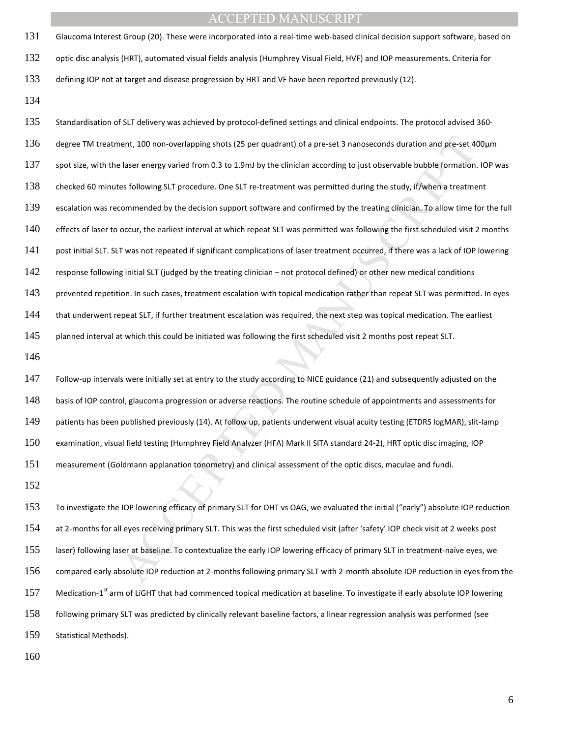Glaucoma Interest Group (20). These were incorporated into a real-time web-based clinical decision support software, based on optic disc analysis (HRT), automated visual fields analysis (Humphrey Visual Field, HVF) and IOP measurements. Criteria for defining IOP not at target and disease progression by HRT and VF have been reported previously (12).

Standardisation of SLT delivery was achieved by protocol-defined settings and clinical endpoints. The protocol advised 360-degree TM treatment, 100 non-overlapping shots (25 per quadrant) of a pre-set 3 nanoseconds duration and pre-set 400μm spot size, with the laser energy varied from 0.3 to 1.9mJ by the clinician according to just observable bubble formation. IOP was checked 60 minutes following SLT procedure. One SLT re-treatment was permitted during the study, if/when a treatment escalation was recommended by the decision support software and confirmed by the treating clinician. To allow time for the full effects of laser to occur, the earliest interval at which repeat SLT was permitted was following the first scheduled visit 2 months post initial SLT. SLT was not repeated if significant complications of laser treatment occurred, if there was a lack of IOP lowering response following initial SLT (judged by the treating clinician – not protocol defined) or other new medical conditions prevented repetition. In such cases, treatment escalation with topical medication rather than repeat SLT was permitted. In eyes that underwent repeat SLT, if further treatment escalation was required, the next step was topical medication. The earliest planned interval at which this could be initiated was following the first scheduled visit 2 months post repeat SLT.

Follow-up intervals were initially set at entry to the study according to NICE guidance (21) and subsequently adjusted on the basis of IOP control, glaucoma progression or adverse reactions. The routine schedule of appointments and assessments for patients has been published previously (14). At follow up, patients underwent visual acuity testing (ETDRS logMAR), slit-lamp examination, visual field testing (Humphrey Field Analyzer (HFA) Mark II SITA standard 24-2), HRT optic disc imaging, IOP measurement (Goldmann applanation tonometry) and clinical assessment of the optic discs, maculae and fundi.

To investigate the IOP lowering efficacy of primary SLT for OHT vs OAG, we evaluated the initial ("early") absolute IOP reduction at 2-months for all eyes receiving primary SLT. This was the first scheduled visit (after 'safety' IOP check visit at 2 weeks post laser) following laser at baseline. To contextualize the early IOP lowering efficacy of primary SLT in treatment-naïve eyes, we compared early absolute IOP reduction at 2-months following primary SLT with 2-month absolute IOP reduction in eyes from the Medication-1st arm of LiGHT that had commenced topical medication at baseline. To investigate if early absolute IOP lowering following primary SLT was predicted by clinically relevant baseline factors, a linear regression analysis was performed (see Statistical Methods).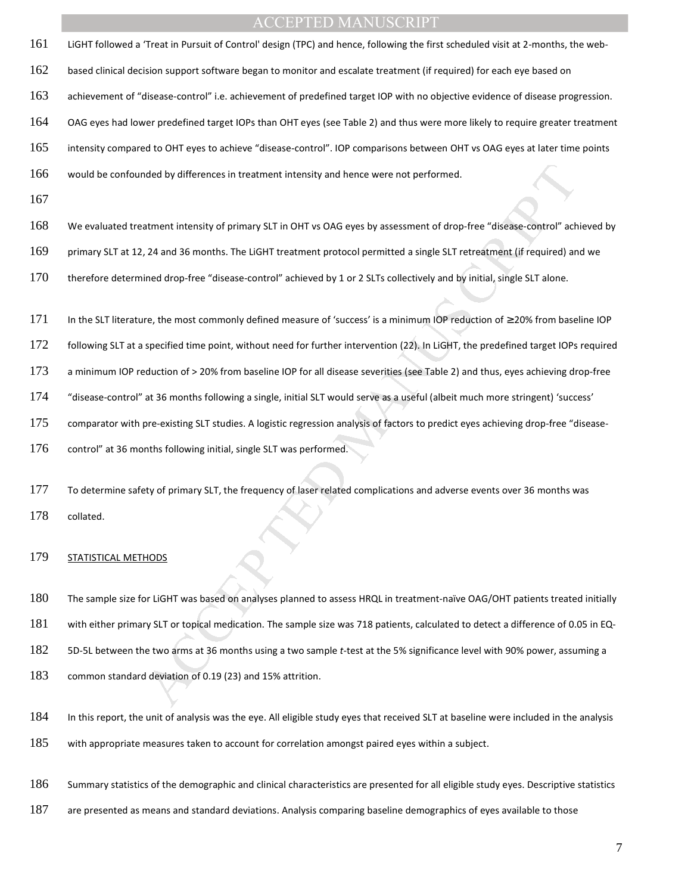LiGHT followed a 'Treat in Pursuit of Control' design (TPC) and hence, following the first scheduled visit at 2-months, the web-based clinical decision support software began to monitor and escalate treatment (if required) for each eye based on achievement of "disease-control" i.e. achievement of predefined target IOP with no objective evidence of disease progression. OAG eyes had lower predefined target IOPs than OHT eyes (see Table 2) and thus were more likely to require greater treatment intensity compared to OHT eyes to achieve "disease-control". IOP comparisons between OHT vs OAG eyes at later time points would be confounded by differences in treatment intensity and hence were not performed.

We evaluated treatment intensity of primary SLT in OHT vs OAG eyes by assessment of drop-free "disease-control" achieved by primary SLT at 12, 24 and 36 months. The LiGHT treatment protocol permitted a single SLT retreatment (if required) and we therefore determined drop-free "disease-control" achieved by 1 or 2 SLTs collectively and by initial, single SLT alone.

In the SLT literature, the most commonly defined measure of 'success' is a minimum IOP reduction of ≥20% from baseline IOP following SLT at a specified time point, without need for further intervention (22). In LiGHT, the predefined target IOPs required a minimum IOP reduction of > 20% from baseline IOP for all disease severities (see Table 2) and thus, eyes achieving drop-free "disease-control" at 36 months following a single, initial SLT would serve as a useful (albeit much more stringent) 'success' comparator with pre-existing SLT studies. A logistic regression analysis of factors to predict eyes achieving drop-free "disease-control" at 36 months following initial, single SLT was performed.

To determine safety of primary SLT, the frequency of laser related complications and adverse events over 36 months was collated.

STATISTICAL METHODS

The sample size for LiGHT was based on analyses planned to assess HRQL in treatment-naïve OAG/OHT patients treated initially with either primary SLT or topical medication. The sample size was 718 patients, calculated to detect a difference of 0.05 in EQ-5D-5L between the two arms at 36 months using a two sample *t*-test at the 5% significance level with 90% power, assuming a common standard deviation of 0.19 (23) and 15% attrition.

In this report, the unit of analysis was the eye. All eligible study eyes that received SLT at baseline were included in the analysis with appropriate measures taken to account for correlation amongst paired eyes within a subject.

Summary statistics of the demographic and clinical characteristics are presented for all eligible study eyes. Descriptive statistics are presented as means and standard deviations. Analysis comparing baseline demographics of eyes available to those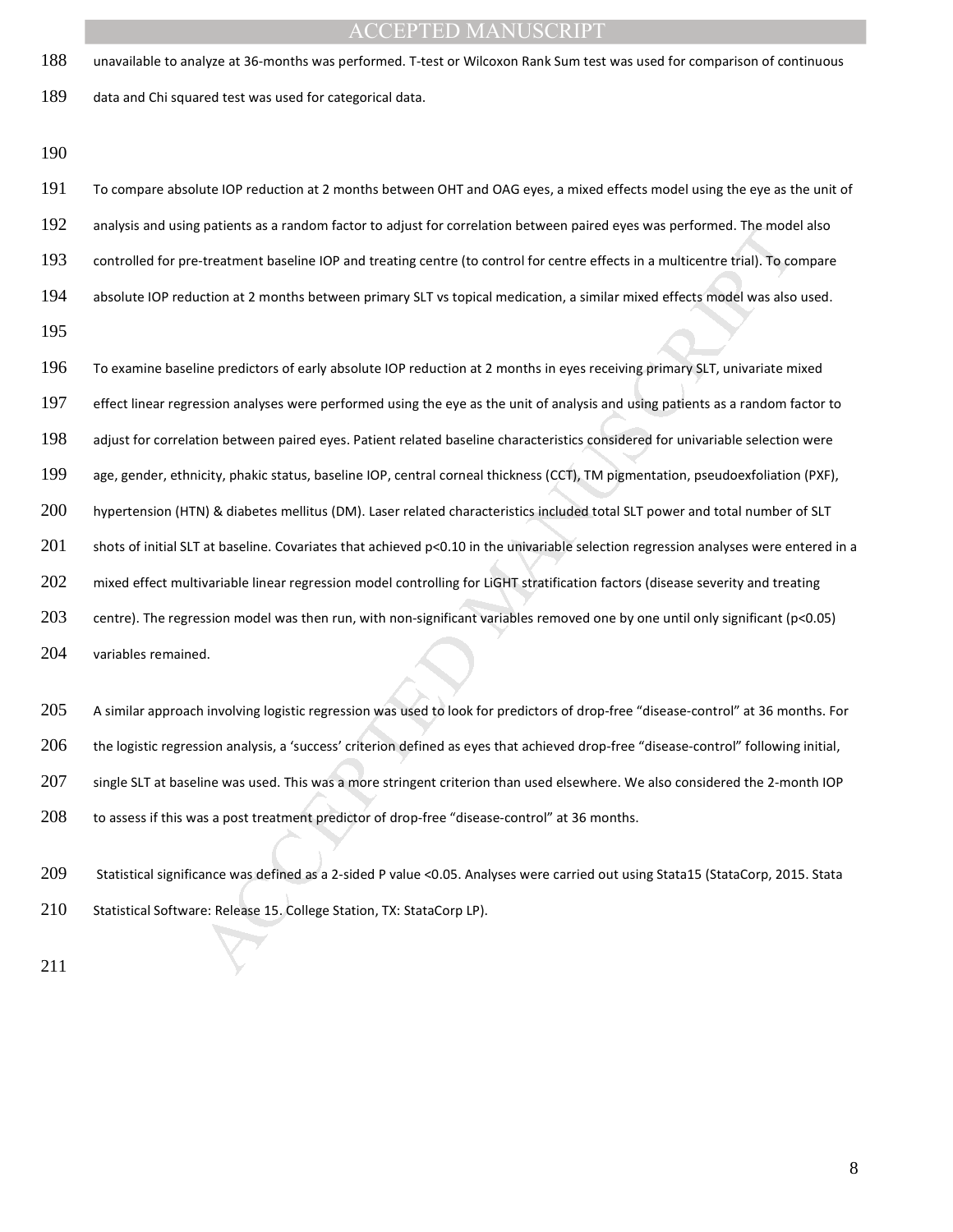unavailable to analyze at 36-months was performed. T-test or Wilcoxon Rank Sum test was used for comparison of continuous data and Chi squared test was used for categorical data.

To compare absolute IOP reduction at 2 months between OHT and OAG eyes, a mixed effects model using the eye as the unit of analysis and using patients as a random factor to adjust for correlation between paired eyes was performed. The model also controlled for pre-treatment baseline IOP and treating centre (to control for centre effects in a multicentre trial). To compare absolute IOP reduction at 2 months between primary SLT vs topical medication, a similar mixed effects model was also used.

To examine baseline predictors of early absolute IOP reduction at 2 months in eyes receiving primary SLT, univariate mixed effect linear regression analyses were performed using the eye as the unit of analysis and using patients as a random factor to adjust for correlation between paired eyes. Patient related baseline characteristics considered for univariable selection were age, gender, ethnicity, phakic status, baseline IOP, central corneal thickness (CCT), TM pigmentation, pseudoexfoliation (PXF), hypertension (HTN) & diabetes mellitus (DM). Laser related characteristics included total SLT power and total number of SLT shots of initial SLT at baseline. Covariates that achieved $p<0.10$ in the univariable selection regression analyses were entered in a mixed effect multivariable linear regression model controlling for LiGHT stratification factors (disease severity and treating centre). The regression model was then run, with non-significant variables removed one by one until only significant ($p<0.05$) variables remained.

A similar approach involving logistic regression was used to look for predictors of drop-free "disease-control" at 36 months. For the logistic regression analysis, a 'success' criterion defined as eyes that achieved drop-free "disease-control" following initial, single SLT at baseline was used. This was a more stringent criterion than used elsewhere. We also considered the 2-month IOP to assess if this was a post treatment predictor of drop-free "disease-control" at 36 months.

Statistical significance was defined as a 2-sided P value <0.05. Analyses were carried out using Stata15 (StataCorp, 2015. Stata Statistical Software: Release 15. College Station, TX: StataCorp LP).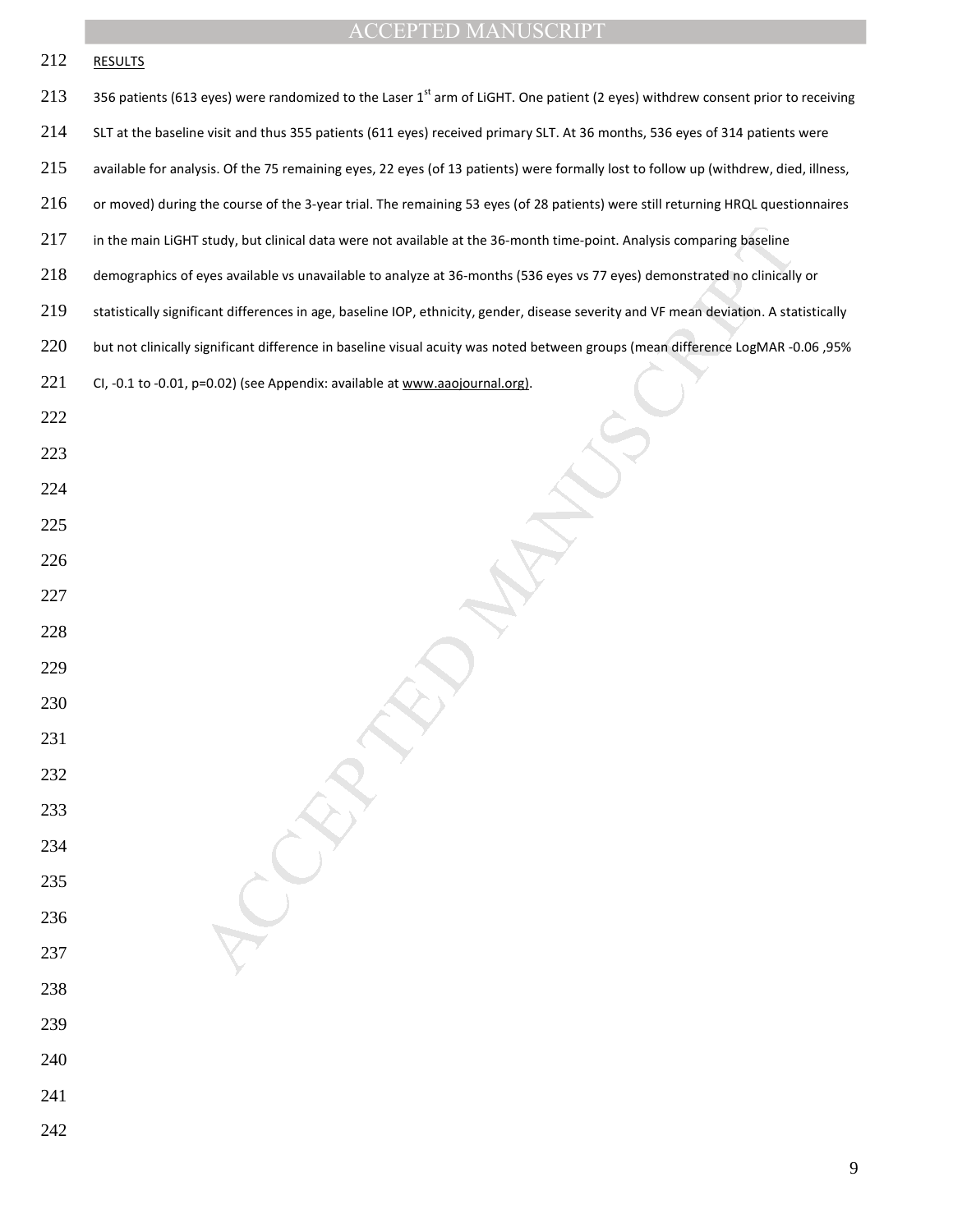## RESULTS

356 patients (613 eyes) were randomized to the Laser 1st arm of LiGHT. One patient (2 eyes) withdrew consent prior to receiving SLT at the baseline visit and thus 355 patients (611 eyes) received primary SLT. At 36 months, 536 eyes of 314 patients were available for analysis. Of the 75 remaining eyes, 22 eyes (of 13 patients) were formally lost to follow up (withdrew, died, illness, or moved) during the course of the 3-year trial. The remaining 53 eyes (of 28 patients) were still returning HRQL questionnaires in the main LiGHT study, but clinical data were not available at the 36-month time-point. Analysis comparing baseline demographics of eyes available vs unavailable to analyze at 36-months (536 eyes vs 77 eyes) demonstrated no clinically or statistically significant differences in age, baseline IOP, ethnicity, gender, disease severity and VF mean deviation. A statistically but not clinically significant difference in baseline visual acuity was noted between groups (mean difference LogMAR -0.06 ,95% CI, -0.1 to -0.01, p=0.02) (see Appendix: available at www.aaojournal.org).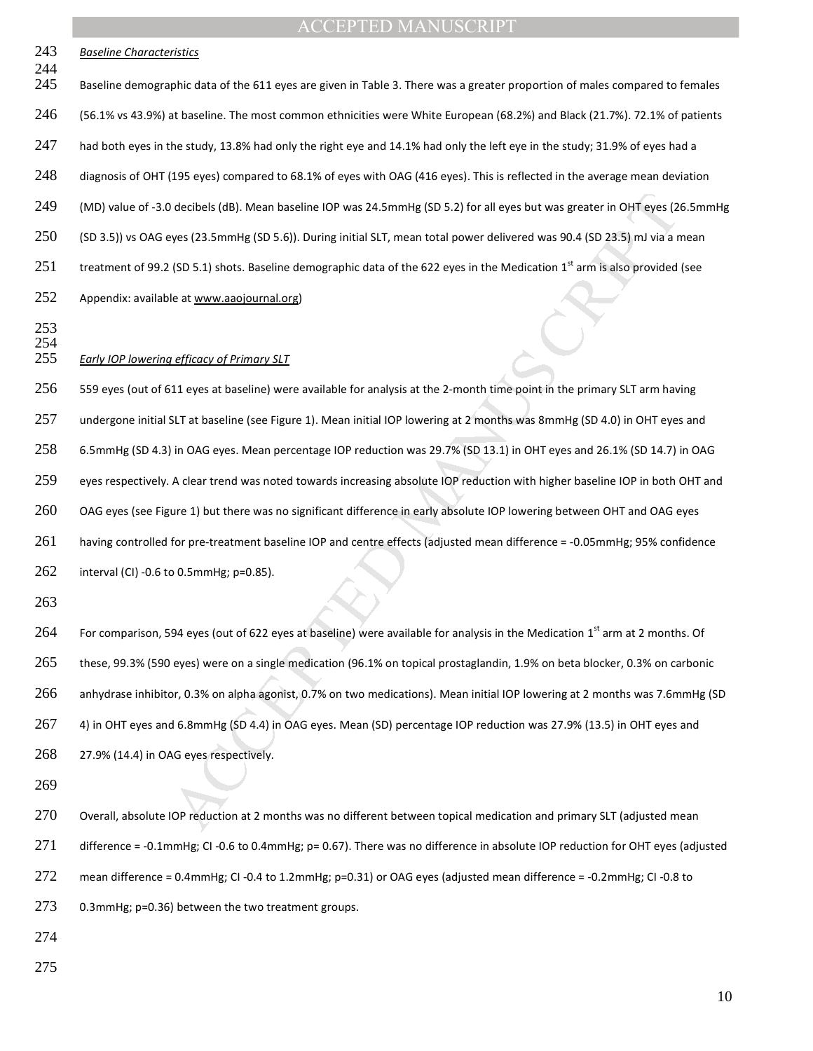*Baseline Characteristics*

Baseline demographic data of the 611 eyes are given in Table 3. There was a greater proportion of males compared to females (56.1% vs 43.9%) at baseline. The most common ethnicities were White European (68.2%) and Black (21.7%). 72.1% of patients had both eyes in the study, 13.8% had only the right eye and 14.1% had only the left eye in the study; 31.9% of eyes had a diagnosis of OHT (195 eyes) compared to 68.1% of eyes with OAG (416 eyes). This is reflected in the average mean deviation (MD) value of -3.0 decibels (dB). Mean baseline IOP was 24.5mmHg (SD 5.2) for all eyes but was greater in OHT eyes (26.5mmHg (SD 3.5)) vs OAG eyes (23.5mmHg (SD 5.6)). During initial SLT, mean total power delivered was 90.4 (SD 23.5) mJ via a mean treatment of 99.2 (SD 5.1) shots. Baseline demographic data of the 622 eyes in the Medication 1st arm is also provided (see Appendix: available at www.aaojournal.org)

*Early IOP lowering efficacy of Primary SLT*

559 eyes (out of 611 eyes at baseline) were available for analysis at the 2-month time point in the primary SLT arm having undergone initial SLT at baseline (see Figure 1). Mean initial IOP lowering at 2 months was 8mmHg (SD 4.0) in OHT eyes and 6.5mmHg (SD 4.3) in OAG eyes. Mean percentage IOP reduction was 29.7% (SD 13.1) in OHT eyes and 26.1% (SD 14.7) in OAG eyes respectively. A clear trend was noted towards increasing absolute IOP reduction with higher baseline IOP in both OHT and OAG eyes (see Figure 1) but there was no significant difference in early absolute IOP lowering between OHT and OAG eyes having controlled for pre-treatment baseline IOP and centre effects (adjusted mean difference = -0.05mmHg; 95% confidence interval (CI) -0.6 to 0.5mmHg; p=0.85).

For comparison, 594 eyes (out of 622 eyes at baseline) were available for analysis in the Medication 1st arm at 2 months. Of these, 99.3% (590 eyes) were on a single medication (96.1% on topical prostaglandin, 1.9% on beta blocker, 0.3% on carbonic anhydrase inhibitor, 0.3% on alpha agonist, 0.7% on two medications). Mean initial IOP lowering at 2 months was 7.6mmHg (SD 4) in OHT eyes and 6.8mmHg (SD 4.4) in OAG eyes. Mean (SD) percentage IOP reduction was 27.9% (13.5) in OHT eyes and 27.9% (14.4) in OAG eyes respectively.

Overall, absolute IOP reduction at 2 months was no different between topical medication and primary SLT (adjusted mean difference = -0.1mmHg; CI -0.6 to 0.4mmHg; p= 0.67). There was no difference in absolute IOP reduction for OHT eyes (adjusted mean difference = 0.4mmHg; CI -0.4 to 1.2mmHg; p=0.31) or OAG eyes (adjusted mean difference = -0.2mmHg; CI -0.8 to 0.3mmHg; p=0.36) between the two treatment groups.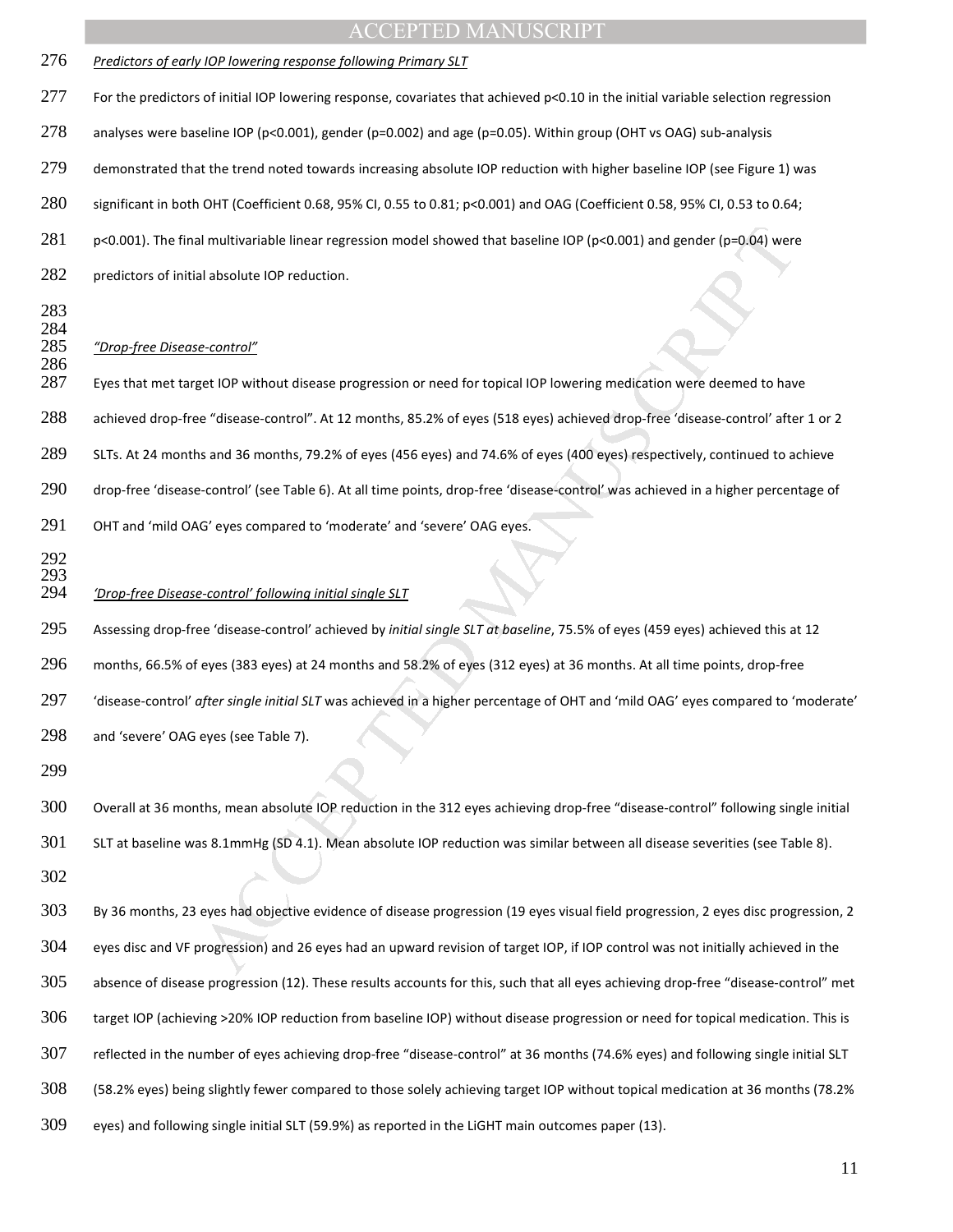*Predictors of early IOP lowering response following Primary SLT*

For the predictors of initial IOP lowering response, covariates that achieved p<0.10 in the initial variable selection regression analyses were baseline IOP (p<0.001), gender (p=0.002) and age (p=0.05). Within group (OHT vs OAG) sub-analysis demonstrated that the trend noted towards increasing absolute IOP reduction with higher baseline IOP (see Figure 1) was significant in both OHT (Coefficient 0.68, 95% CI, 0.55 to 0.81; p<0.001) and OAG (Coefficient 0.58, 95% CI, 0.53 to 0.64; p<0.001). The final multivariable linear regression model showed that baseline IOP (p<0.001) and gender (p=0.04) were predictors of initial absolute IOP reduction.

*"Drop-free Disease-control"*

Eyes that met target IOP without disease progression or need for topical IOP lowering medication were deemed to have achieved drop-free "disease-control". At 12 months, 85.2% of eyes (518 eyes) achieved drop-free 'disease-control' after 1 or 2 SLTs. At 24 months and 36 months, 79.2% of eyes (456 eyes) and 74.6% of eyes (400 eyes) respectively, continued to achieve drop-free 'disease-control' (see Table 6). At all time points, drop-free 'disease-control' was achieved in a higher percentage of OHT and 'mild OAG' eyes compared to 'moderate' and 'severe' OAG eyes.

*'Drop-free Disease-control' following initial single SLT*

Assessing drop-free 'disease-control' achieved by *initial single SLT at baseline*, 75.5% of eyes (459 eyes) achieved this at 12 months, 66.5% of eyes (383 eyes) at 24 months and 58.2% of eyes (312 eyes) at 36 months. At all time points, drop-free 'disease-control' *after single initial SLT* was achieved in a higher percentage of OHT and 'mild OAG' eyes compared to 'moderate' and 'severe' OAG eyes (see Table 7).

Overall at 36 months, mean absolute IOP reduction in the 312 eyes achieving drop-free "disease-control" following single initial SLT at baseline was 8.1mmHg (SD 4.1). Mean absolute IOP reduction was similar between all disease severities (see Table 8).

By 36 months, 23 eyes had objective evidence of disease progression (19 eyes visual field progression, 2 eyes disc progression, 2 eyes disc and VF progression) and 26 eyes had an upward revision of target IOP, if IOP control was not initially achieved in the absence of disease progression (12). These results accounts for this, such that all eyes achieving drop-free "disease-control" met target IOP (achieving >20% IOP reduction from baseline IOP) without disease progression or need for topical medication. This is reflected in the number of eyes achieving drop-free "disease-control" at 36 months (74.6% eyes) and following single initial SLT (58.2% eyes) being slightly fewer compared to those solely achieving target IOP without topical medication at 36 months (78.2% eyes) and following single initial SLT (59.9%) as reported in the LiGHT main outcomes paper (13).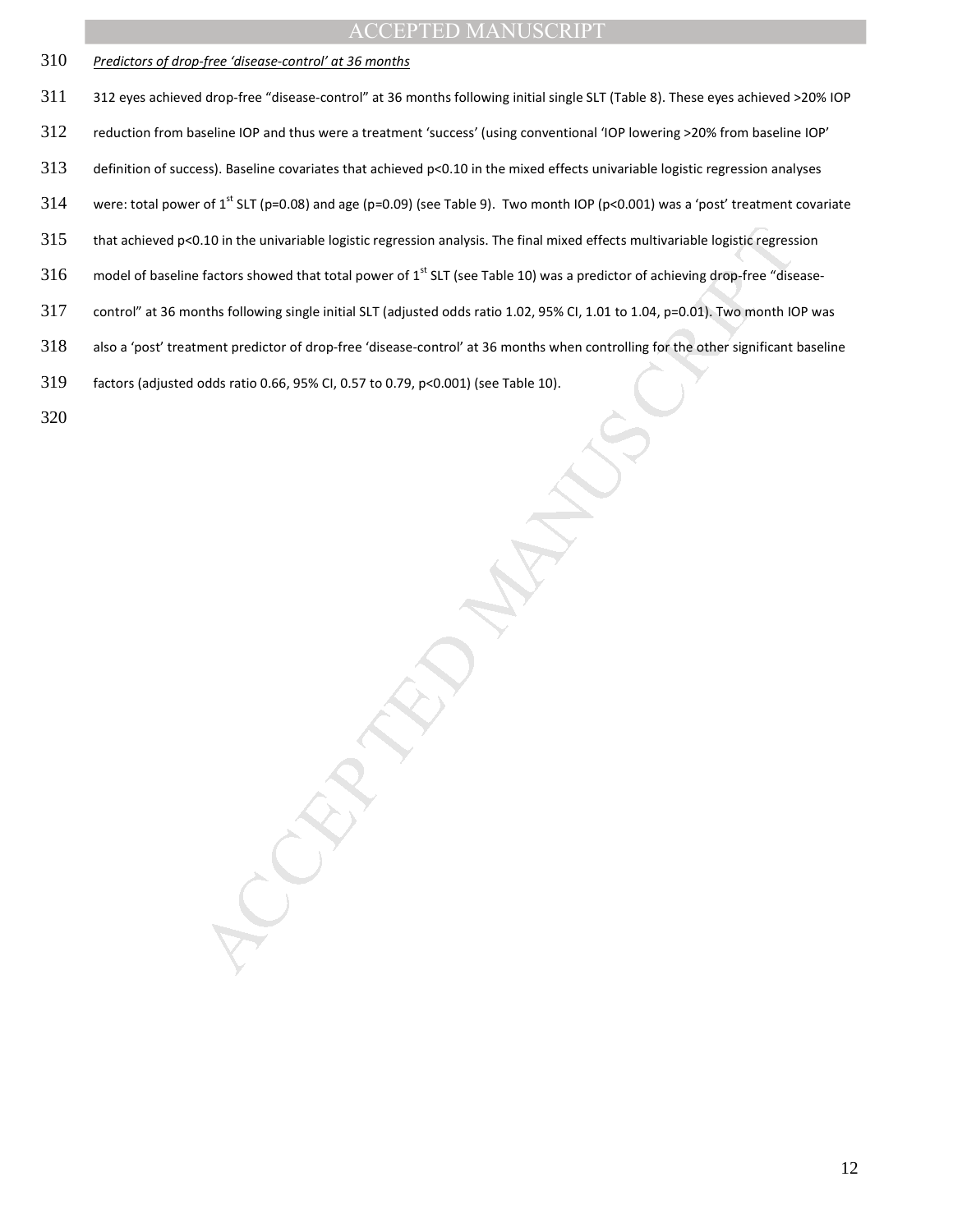*Predictors of drop-free 'disease-control' at 36 months*

312 eyes achieved drop-free "disease-control" at 36 months following initial single SLT (Table 8). These eyes achieved >20% IOP reduction from baseline IOP and thus were a treatment 'success' (using conventional 'IOP lowering >20% from baseline IOP' definition of success). Baseline covariates that achieved p<0.10 in the mixed effects univariable logistic regression analyses were: total power of 1st SLT (p=0.08) and age (p=0.09) (see Table 9). Two month IOP (p<0.001) was a 'post' treatment covariate that achieved p<0.10 in the univariable logistic regression analysis. The final mixed effects multivariable logistic regression model of baseline factors showed that total power of 1st SLT (see Table 10) was a predictor of achieving drop-free "disease-control" at 36 months following single initial SLT (adjusted odds ratio 1.02, 95% CI, 1.01 to 1.04, p=0.01). Two month IOP was also a 'post' treatment predictor of drop-free 'disease-control' at 36 months when controlling for the other significant baseline factors (adjusted odds ratio 0.66, 95% CI, 0.57 to 0.79, p<0.001) (see Table 10).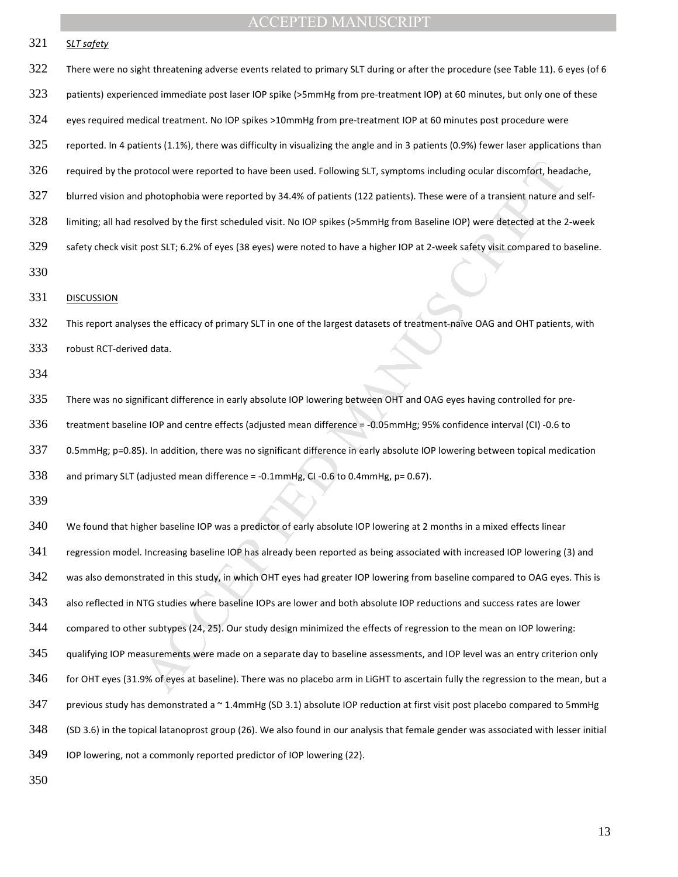SLT safety

There were no sight threatening adverse events related to primary SLT during or after the procedure (see Table 11). 6 eyes (of 6 patients) experienced immediate post laser IOP spike (>5mmHg from pre-treatment IOP) at 60 minutes, but only one of these eyes required medical treatment. No IOP spikes >10mmHg from pre-treatment IOP at 60 minutes post procedure were reported. In 4 patients (1.1%), there was difficulty in visualizing the angle and in 3 patients (0.9%) fewer laser applications than required by the protocol were reported to have been used. Following SLT, symptoms including ocular discomfort, headache, blurred vision and photophobia were reported by 34.4% of patients (122 patients). These were of a transient nature and self-limiting; all had resolved by the first scheduled visit. No IOP spikes (>5mmHg from Baseline IOP) were detected at the 2-week safety check visit post SLT; 6.2% of eyes (38 eyes) were noted to have a higher IOP at 2-week safety visit compared to baseline.

## DISCUSSION

This report analyses the efficacy of primary SLT in one of the largest datasets of treatment-naïve OAG and OHT patients, with robust RCT-derived data.

There was no significant difference in early absolute IOP lowering between OHT and OAG eyes having controlled for pre-treatment baseline IOP and centre effects (adjusted mean difference = -0.05mmHg; 95% confidence interval (CI) -0.6 to 0.5mmHg; p=0.85). In addition, there was no significant difference in early absolute IOP lowering between topical medication and primary SLT (adjusted mean difference = -0.1mmHg, CI -0.6 to 0.4mmHg, p= 0.67).

We found that higher baseline IOP was a predictor of early absolute IOP lowering at 2 months in a mixed effects linear regression model. Increasing baseline IOP has already been reported as being associated with increased IOP lowering (3) and was also demonstrated in this study, in which OHT eyes had greater IOP lowering from baseline compared to OAG eyes. This is also reflected in NTG studies where baseline IOPs are lower and both absolute IOP reductions and success rates are lower compared to other subtypes (24, 25). Our study design minimized the effects of regression to the mean on IOP lowering: qualifying IOP measurements were made on a separate day to baseline assessments, and IOP level was an entry criterion only for OHT eyes (31.9% of eyes at baseline). There was no placebo arm in LiGHT to ascertain fully the regression to the mean, but a previous study has demonstrated a ~ 1.4mmHg (SD 3.1) absolute IOP reduction at first visit post placebo compared to 5mmHg (SD 3.6) in the topical latanoprost group (26). We also found in our analysis that female gender was associated with lesser initial IOP lowering, not a commonly reported predictor of IOP lowering (22).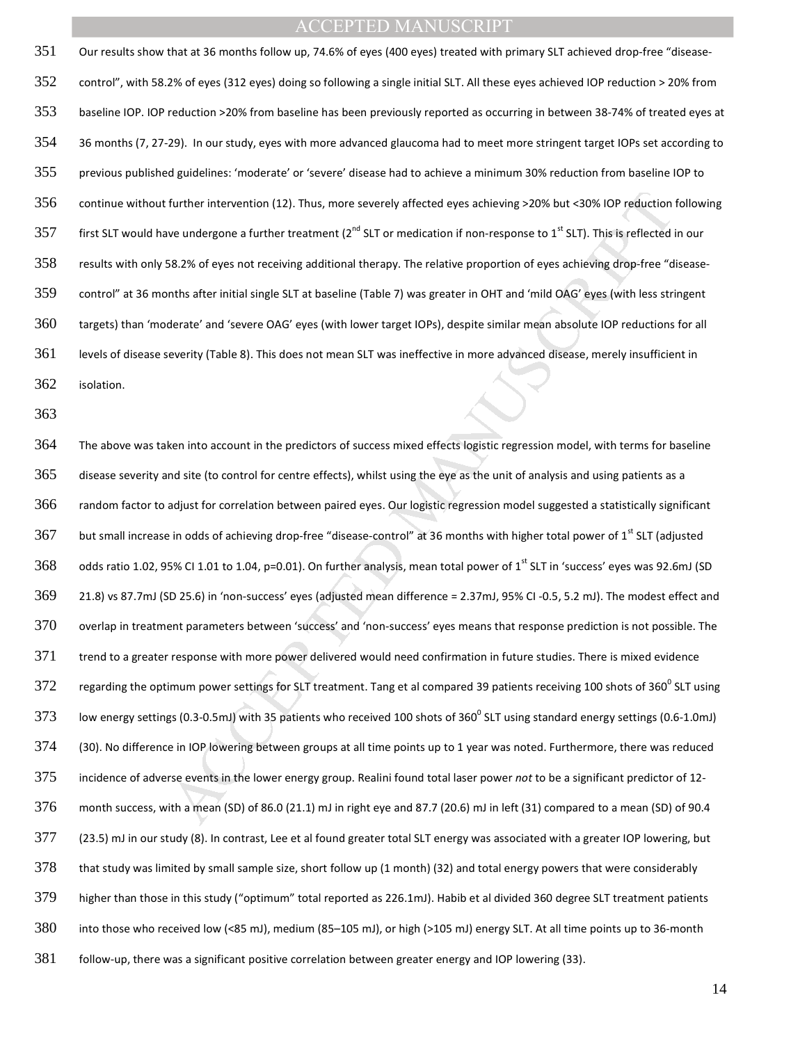Our results show that at 36 months follow up, 74.6% of eyes (400 eyes) treated with primary SLT achieved drop-free "disease-control", with 58.2% of eyes (312 eyes) doing so following a single initial SLT. All these eyes achieved IOP reduction > 20% from baseline IOP. IOP reduction >20% from baseline has been previously reported as occurring in between 38-74% of treated eyes at 36 months (7, 27-29). In our study, eyes with more advanced glaucoma had to meet more stringent target IOPs set according to previous published guidelines: 'moderate' or 'severe' disease had to achieve a minimum 30% reduction from baseline IOP to continue without further intervention (12). Thus, more severely affected eyes achieving >20% but <30% IOP reduction following first SLT would have undergone a further treatment (2nd SLT or medication if non-response to 1st SLT). This is reflected in our results with only 58.2% of eyes not receiving additional therapy. The relative proportion of eyes achieving drop-free "disease-control" at 36 months after initial single SLT at baseline (Table 7) was greater in OHT and 'mild OAG' eyes (with less stringent targets) than 'moderate' and 'severe OAG' eyes (with lower target IOPs), despite similar mean absolute IOP reductions for all levels of disease severity (Table 8). This does not mean SLT was ineffective in more advanced disease, merely insufficient in isolation.

The above was taken into account in the predictors of success mixed effects logistic regression model, with terms for baseline disease severity and site (to control for centre effects), whilst using the eye as the unit of analysis and using patients as a random factor to adjust for correlation between paired eyes. Our logistic regression model suggested a statistically significant but small increase in odds of achieving drop-free "disease-control" at 36 months with higher total power of 1st SLT (adjusted odds ratio 1.02, 95% CI 1.01 to 1.04, p=0.01). On further analysis, mean total power of 1st SLT in 'success' eyes was 92.6mJ (SD 21.8) vs 87.7mJ (SD 25.6) in 'non-success' eyes (adjusted mean difference = 2.37mJ, 95% CI -0.5, 5.2 mJ). The modest effect and overlap in treatment parameters between 'success' and 'non-success' eyes means that response prediction is not possible. The trend to a greater response with more power delivered would need confirmation in future studies. There is mixed evidence regarding the optimum power settings for SLT treatment. Tang et al compared 39 patients receiving 100 shots of 360$^{0}$ SLT using low energy settings (0.3-0.5mJ) with 35 patients who received 100 shots of 360$^{0}$ SLT using standard energy settings (0.6-1.0mJ) (30). No difference in IOP lowering between groups at all time points up to 1 year was noted. Furthermore, there was reduced incidence of adverse events in the lower energy group. Realini found total laser power *not* to be a significant predictor of 12-month success, with a mean (SD) of 86.0 (21.1) mJ in right eye and 87.7 (20.6) mJ in left (31) compared to a mean (SD) of 90.4 (23.5) mJ in our study (8). In contrast, Lee et al found greater total SLT energy was associated with a greater IOP lowering, but that study was limited by small sample size, short follow up (1 month) (32) and total energy powers that were considerably higher than those in this study ("optimum" total reported as 226.1mJ). Habib et al divided 360 degree SLT treatment patients into those who received low (<85 mJ), medium (85–105 mJ), or high (>105 mJ) energy SLT. At all time points up to 36-month follow-up, there was a significant positive correlation between greater energy and IOP lowering (33).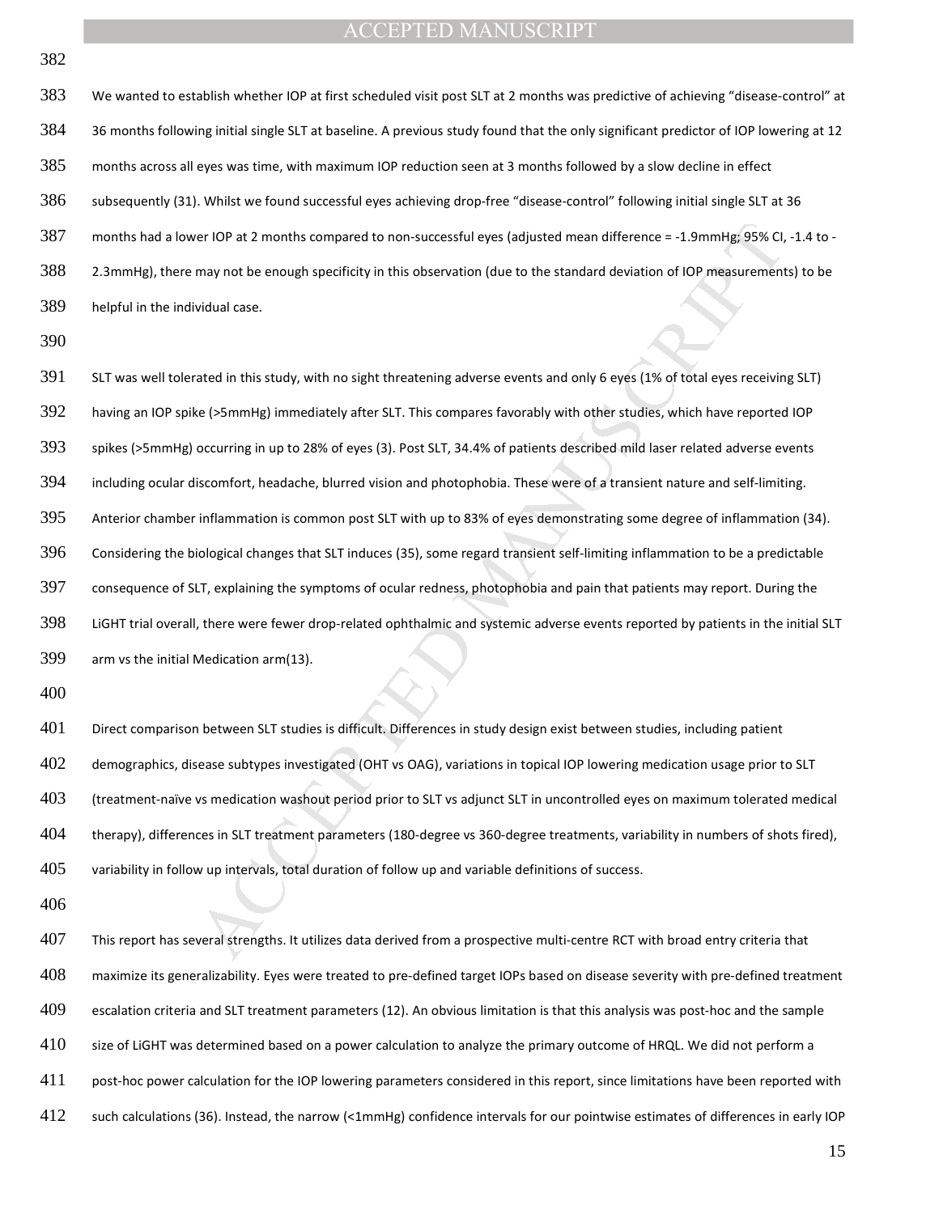We wanted to establish whether IOP at first scheduled visit post SLT at 2 months was predictive of achieving "disease-control" at 36 months following initial single SLT at baseline. A previous study found that the only significant predictor of IOP lowering at 12 months across all eyes was time, with maximum IOP reduction seen at 3 months followed by a slow decline in effect subsequently (31). Whilst we found successful eyes achieving drop-free "disease-control" following initial single SLT at 36 months had a lower IOP at 2 months compared to non-successful eyes (adjusted mean difference = -1.9mmHg; 95% CI, -1.4 to -2.3mmHg), there may not be enough specificity in this observation (due to the standard deviation of IOP measurements) to be helpful in the individual case.

SLT was well tolerated in this study, with no sight threatening adverse events and only 6 eyes (1% of total eyes receiving SLT) having an IOP spike (>5mmHg) immediately after SLT. This compares favorably with other studies, which have reported IOP spikes (>5mmHg) occurring in up to 28% of eyes (3). Post SLT, 34.4% of patients described mild laser related adverse events including ocular discomfort, headache, blurred vision and photophobia. These were of a transient nature and self-limiting. Anterior chamber inflammation is common post SLT with up to 83% of eyes demonstrating some degree of inflammation (34). Considering the biological changes that SLT induces (35), some regard transient self-limiting inflammation to be a predictable consequence of SLT, explaining the symptoms of ocular redness, photophobia and pain that patients may report. During the LiGHT trial overall, there were fewer drop-related ophthalmic and systemic adverse events reported by patients in the initial SLT arm vs the initial Medication arm(13).

Direct comparison between SLT studies is difficult. Differences in study design exist between studies, including patient demographics, disease subtypes investigated (OHT vs OAG), variations in topical IOP lowering medication usage prior to SLT (treatment-naïve vs medication washout period prior to SLT vs adjunct SLT in uncontrolled eyes on maximum tolerated medical therapy), differences in SLT treatment parameters (180-degree vs 360-degree treatments, variability in numbers of shots fired), variability in follow up intervals, total duration of follow up and variable definitions of success.

This report has several strengths. It utilizes data derived from a prospective multi-centre RCT with broad entry criteria that maximize its generalizability. Eyes were treated to pre-defined target IOPs based on disease severity with pre-defined treatment escalation criteria and SLT treatment parameters (12). An obvious limitation is that this analysis was post-hoc and the sample size of LiGHT was determined based on a power calculation to analyze the primary outcome of HRQL. We did not perform a post-hoc power calculation for the IOP lowering parameters considered in this report, since limitations have been reported with such calculations (36). Instead, the narrow (<1mmHg) confidence intervals for our pointwise estimates of differences in early IOP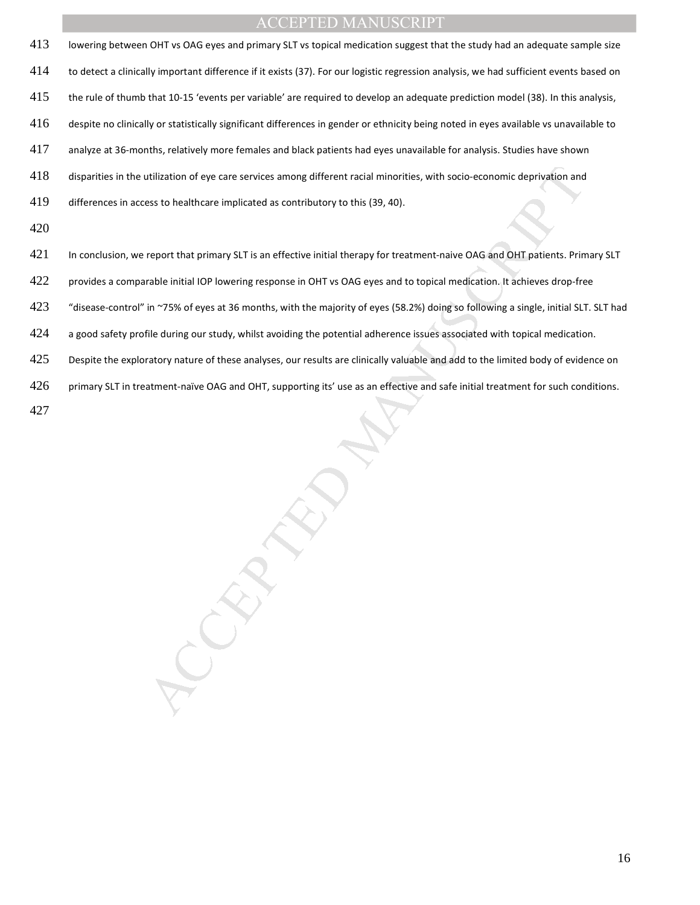lowering between OHT vs OAG eyes and primary SLT vs topical medication suggest that the study had an adequate sample size to detect a clinically important difference if it exists (37). For our logistic regression analysis, we had sufficient events based on the rule of thumb that 10-15 'events per variable' are required to develop an adequate prediction model (38). In this analysis, despite no clinically or statistically significant differences in gender or ethnicity being noted in eyes available vs unavailable to analyze at 36-months, relatively more females and black patients had eyes unavailable for analysis. Studies have shown disparities in the utilization of eye care services among different racial minorities, with socio-economic deprivation and differences in access to healthcare implicated as contributory to this (39, 40).

In conclusion, we report that primary SLT is an effective initial therapy for treatment-naive OAG and OHT patients. Primary SLT provides a comparable initial IOP lowering response in OHT vs OAG eyes and to topical medication. It achieves drop-free "disease-control" in ~75% of eyes at 36 months, with the majority of eyes (58.2%) doing so following a single, initial SLT. SLT had a good safety profile during our study, whilst avoiding the potential adherence issues associated with topical medication. Despite the exploratory nature of these analyses, our results are clinically valuable and add to the limited body of evidence on primary SLT in treatment-naïve OAG and OHT, supporting its' use as an effective and safe initial treatment for such conditions.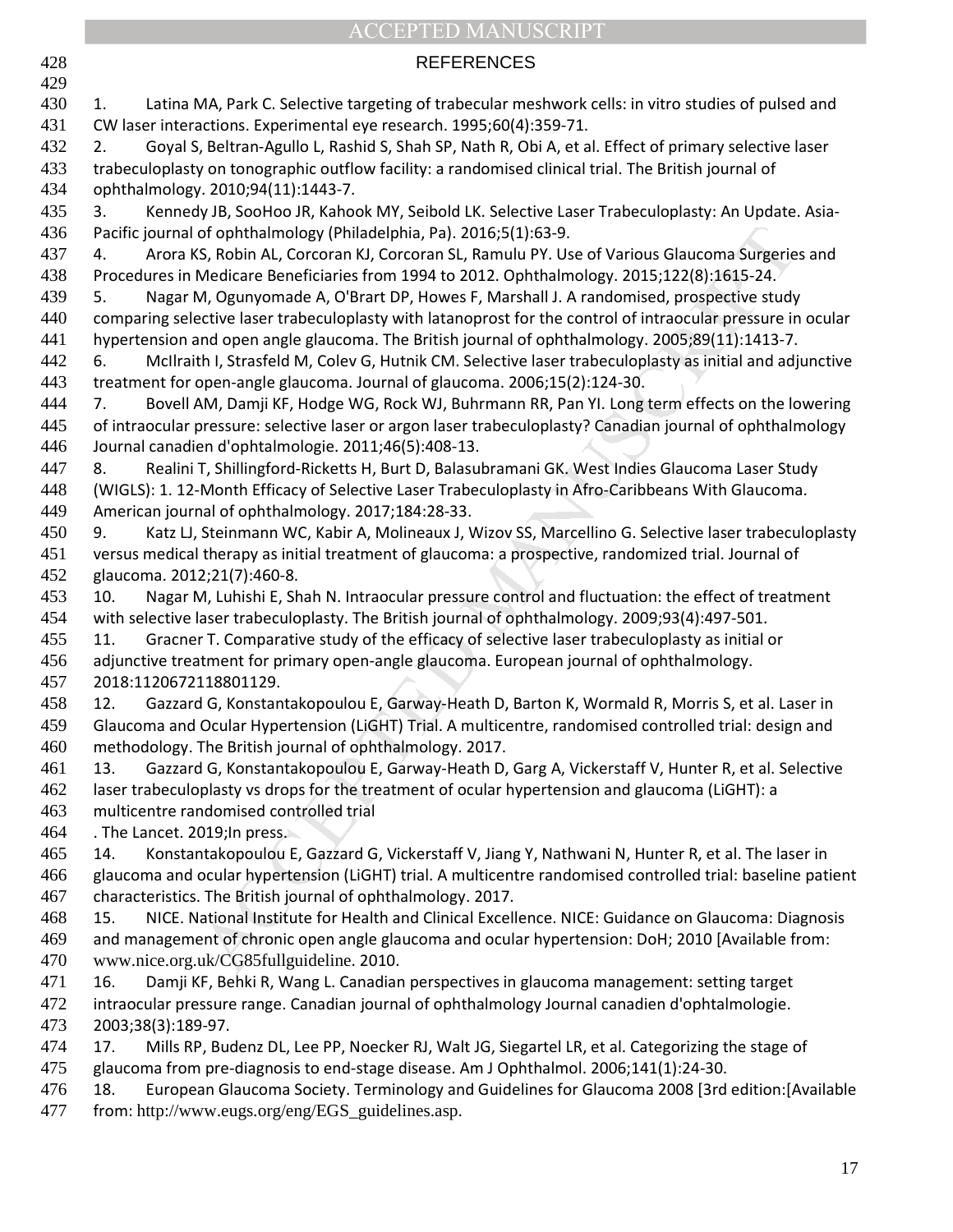## REFERENCES

1. Latina MA, Park C. Selective targeting of trabecular meshwork cells: in vitro studies of pulsed and CW laser interactions. Experimental eye research. 1995;60(4):359-71.
2. Goyal S, Beltran-Agullo L, Rashid S, Shah SP, Nath R, Obi A, et al. Effect of primary selective laser trabeculoplasty on tonographic outflow facility: a randomised clinical trial. The British journal of ophthalmology. 2010;94(11):1443-7.
3. Kennedy JB, SooHoo JR, Kahook MY, Seibold LK. Selective Laser Trabeculoplasty: An Update. Asia-Pacific journal of ophthalmology (Philadelphia, Pa). 2016;5(1):63-9.
4. Arora KS, Robin AL, Corcoran KJ, Corcoran SL, Ramulu PY. Use of Various Glaucoma Surgeries and Procedures in Medicare Beneficiaries from 1994 to 2012. Ophthalmology. 2015;122(8):1615-24.
5. Nagar M, Ogunyomade A, O'Brart DP, Howes F, Marshall J. A randomised, prospective study comparing selective laser trabeculoplasty with latanoprost for the control of intraocular pressure in ocular hypertension and open angle glaucoma. The British journal of ophthalmology. 2005;89(11):1413-7.
6. McIlraith I, Strasfeld M, Colev G, Hutnik CM. Selective laser trabeculoplasty as initial and adjunctive treatment for open-angle glaucoma. Journal of glaucoma. 2006;15(2):124-30.
7. Bovell AM, Damji KF, Hodge WG, Rock WJ, Buhrmann RR, Pan YI. Long term effects on the lowering of intraocular pressure: selective laser or argon laser trabeculoplasty? Canadian journal of ophthalmology Journal canadien d'ophtalmologie. 2011;46(5):408-13.
8. Realini T, Shillingford-Ricketts H, Burt D, Balasubramani GK. West Indies Glaucoma Laser Study (WIGLS): 1. 12-Month Efficacy of Selective Laser Trabeculoplasty in Afro-Caribbeans With Glaucoma. American journal of ophthalmology. 2017;184:28-33.
9. Katz LJ, Steinmann WC, Kabir A, Molineaux J, Wizov SS, Marcellino G. Selective laser trabeculoplasty versus medical therapy as initial treatment of glaucoma: a prospective, randomized trial. Journal of glaucoma. 2012;21(7):460-8.
10. Nagar M, Luhishi E, Shah N. Intraocular pressure control and fluctuation: the effect of treatment with selective laser trabeculoplasty. The British journal of ophthalmology. 2009;93(4):497-501.
11. Gracner T. Comparative study of the efficacy of selective laser trabeculoplasty as initial or adjunctive treatment for primary open-angle glaucoma. European journal of ophthalmology. 2018:1120672118801129.
12. Gazzard G, Konstantakopoulou E, Garway-Heath D, Barton K, Wormald R, Morris S, et al. Laser in Glaucoma and Ocular Hypertension (LiGHT) Trial. A multicentre, randomised controlled trial: design and methodology. The British journal of ophthalmology. 2017.
13. Gazzard G, Konstantakopoulou E, Garway-Heath D, Garg A, Vickerstaff V, Hunter R, et al. Selective laser trabeculoplasty vs drops for the treatment of ocular hypertension and glaucoma (LiGHT): a multicentre randomised controlled trial
. The Lancet. 2019;In press.
14. Konstantakopoulou E, Gazzard G, Vickerstaff V, Jiang Y, Nathwani N, Hunter R, et al. The laser in glaucoma and ocular hypertension (LiGHT) trial. A multicentre randomised controlled trial: baseline patient characteristics. The British journal of ophthalmology. 2017.
15. NICE. National Institute for Health and Clinical Excellence. NICE: Guidance on Glaucoma: Diagnosis and management of chronic open angle glaucoma and ocular hypertension: DoH; 2010 [Available from: www.nice.org.uk/CG85fullguideline. 2010.
16. Damji KF, Behki R, Wang L. Canadian perspectives in glaucoma management: setting target intraocular pressure range. Canadian journal of ophthalmology Journal canadien d'ophtalmologie. 2003;38(3):189-97.
17. Mills RP, Budenz DL, Lee PP, Noecker RJ, Walt JG, Siegartel LR, et al. Categorizing the stage of glaucoma from pre-diagnosis to end-stage disease. Am J Ophthalmol. 2006;141(1):24-30.
18. European Glaucoma Society. Terminology and Guidelines for Glaucoma 2008 [3rd edition:[Available from: http://www.eugs.org/eng/EGS_guidelines.asp.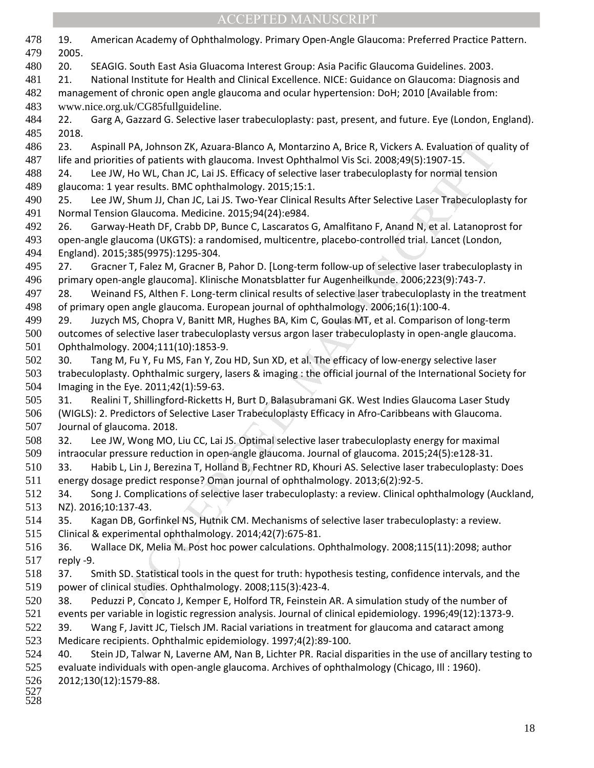19. American Academy of Ophthalmology. Primary Open-Angle Glaucoma: Preferred Practice Pattern. 2005.

20. SEAGIG. South East Asia Gluacoma Interest Group: Asia Pacific Glaucoma Guidelines. 2003.

21. National Institute for Health and Clinical Excellence. NICE: Guidance on Glaucoma: Diagnosis and management of chronic open angle glaucoma and ocular hypertension: DoH; 2010 [Available from: www.nice.org.uk/CG85fullguideline.

22. Garg A, Gazzard G. Selective laser trabeculoplasty: past, present, and future. Eye (London, England). 2018.

23. Aspinall PA, Johnson ZK, Azuara-Blanco A, Montarzino A, Brice R, Vickers A. Evaluation of quality of life and priorities of patients with glaucoma. Invest Ophthalmol Vis Sci. 2008;49(5):1907-15.

24. Lee JW, Ho WL, Chan JC, Lai JS. Efficacy of selective laser trabeculoplasty for normal tension glaucoma: 1 year results. BMC ophthalmology. 2015;15:1.

25. Lee JW, Shum JJ, Chan JC, Lai JS. Two-Year Clinical Results After Selective Laser Trabeculoplasty for Normal Tension Glaucoma. Medicine. 2015;94(24):e984.

26. Garway-Heath DF, Crabb DP, Bunce C, Lascaratos G, Amalfitano F, Anand N, et al. Latanoprost for open-angle glaucoma (UKGTS): a randomised, multicentre, placebo-controlled trial. Lancet (London, England). 2015;385(9975):1295-304.

27. Gracner T, Falez M, Gracner B, Pahor D. [Long-term follow-up of selective laser trabeculoplasty in primary open-angle glaucoma]. Klinische Monatsblatter fur Augenheilkunde. 2006;223(9):743-7.

28. Weinand FS, Althen F. Long-term clinical results of selective laser trabeculoplasty in the treatment of primary open angle glaucoma. European journal of ophthalmology. 2006;16(1):100-4.

29. Juzych MS, Chopra V, Banitt MR, Hughes BA, Kim C, Goulas MT, et al. Comparison of long-term outcomes of selective laser trabeculoplasty versus argon laser trabeculoplasty in open-angle glaucoma. Ophthalmology. 2004;111(10):1853-9.

30. Tang M, Fu Y, Fu MS, Fan Y, Zou HD, Sun XD, et al. The efficacy of low-energy selective laser trabeculoplasty. Ophthalmic surgery, lasers & imaging : the official journal of the International Society for Imaging in the Eye. 2011;42(1):59-63.

31. Realini T, Shillingford-Ricketts H, Burt D, Balasubramani GK. West Indies Glaucoma Laser Study (WIGLS): 2. Predictors of Selective Laser Trabeculoplasty Efficacy in Afro-Caribbeans with Glaucoma. Journal of glaucoma. 2018.

32. Lee JW, Wong MO, Liu CC, Lai JS. Optimal selective laser trabeculoplasty energy for maximal intraocular pressure reduction in open-angle glaucoma. Journal of glaucoma. 2015;24(5):e128-31.

33. Habib L, Lin J, Berezina T, Holland B, Fechtner RD, Khouri AS. Selective laser trabeculoplasty: Does energy dosage predict response? Oman journal of ophthalmology. 2013;6(2):92-5.

34. Song J. Complications of selective laser trabeculoplasty: a review. Clinical ophthalmology (Auckland, NZ). 2016;10:137-43.

35. Kagan DB, Gorfinkel NS, Hutnik CM. Mechanisms of selective laser trabeculoplasty: a review. Clinical & experimental ophthalmology. 2014;42(7):675-81.

36. Wallace DK, Melia M. Post hoc power calculations. Ophthalmology. 2008;115(11):2098; author reply -9.

37. Smith SD. Statistical tools in the quest for truth: hypothesis testing, confidence intervals, and the power of clinical studies. Ophthalmology. 2008;115(3):423-4.

38. Peduzzi P, Concato J, Kemper E, Holford TR, Feinstein AR. A simulation study of the number of events per variable in logistic regression analysis. Journal of clinical epidemiology. 1996;49(12):1373-9.

39. Wang F, Javitt JC, Tielsch JM. Racial variations in treatment for glaucoma and cataract among Medicare recipients. Ophthalmic epidemiology. 1997;4(2):89-100.

40. Stein JD, Talwar N, Laverne AM, Nan B, Lichter PR. Racial disparities in the use of ancillary testing to evaluate individuals with open-angle glaucoma. Archives of ophthalmology (Chicago, Ill : 1960). 2012;130(12):1579-88.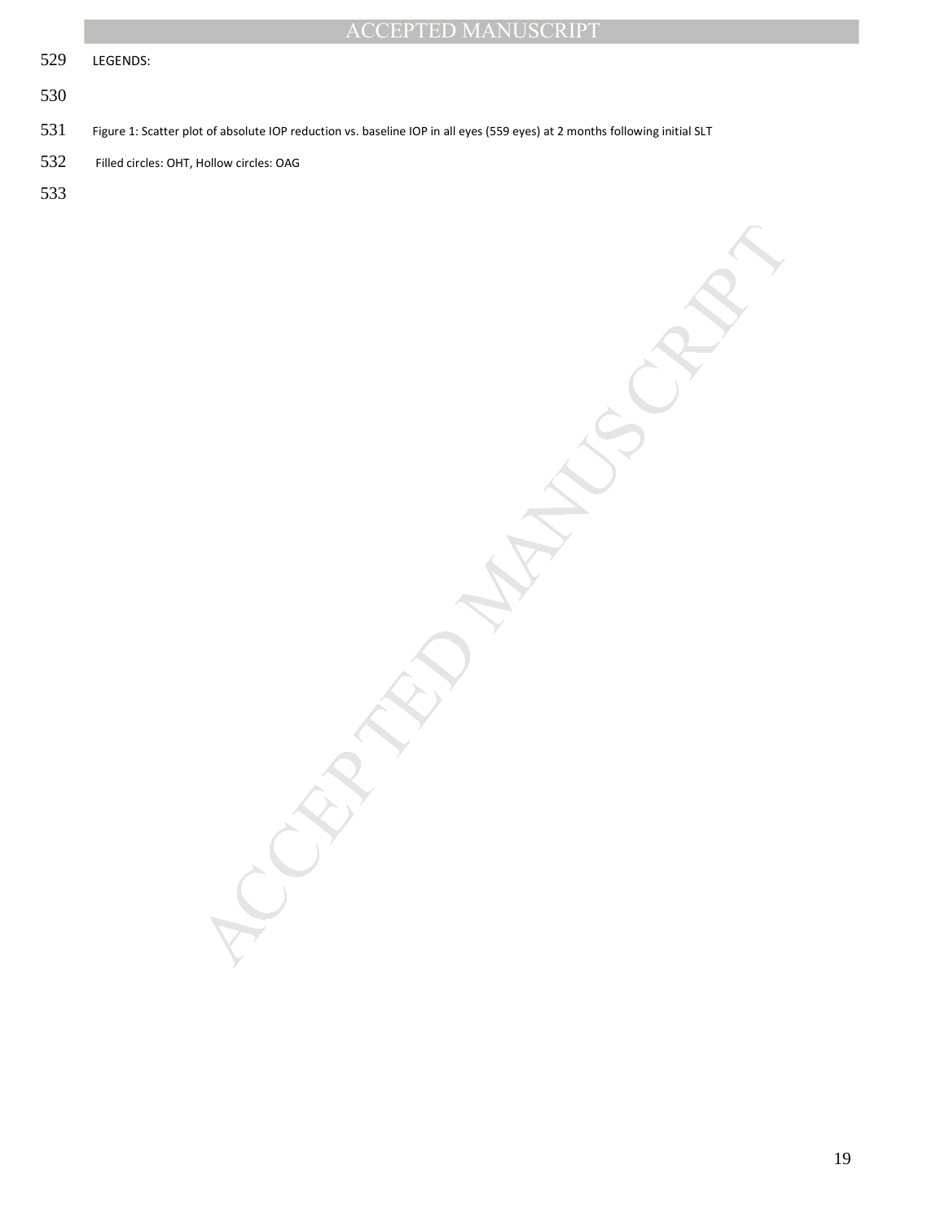LEGENDS:

Figure 1: Scatter plot of absolute IOP reduction vs. baseline IOP in all eyes (559 eyes) at 2 months following initial SLT

Filled circles: OHT, Hollow circles: OAG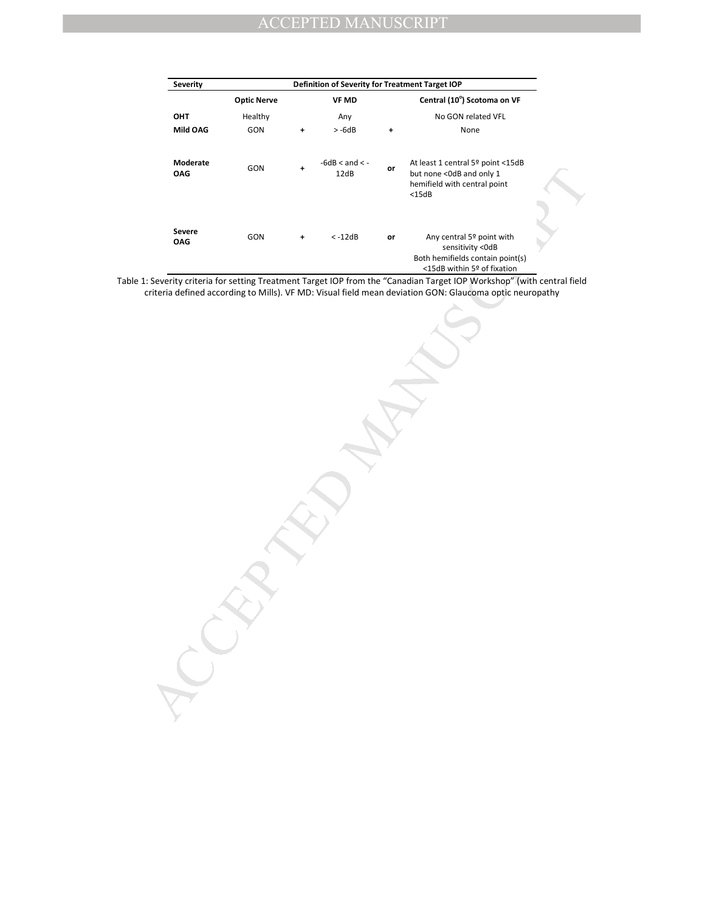| Severity | Definition of Severity for Treatment Target IOP | | | | |
|---|---|---|---|---|---|
| | **Optic Nerve** | | **VF MD** | | **Central (10°) Scotoma on VF** |
| **OHT** | Healthy | | Any | | No GON related VFL |
| **Mild OAG** | GON | + | > -6dB | + | None |
| **Moderate OAG** | GON | + | -6dB < and < -12dB | or | At least 1 central 5º point <15dB but none <0dB and only 1 hemifield with central point <15dB |
| **Severe OAG** | GON | + | < -12dB | or | Any central 5º point with sensitivity <0dB Both hemifields contain point(s) <15dB within 5º of fixation |

Table 1: Severity criteria for setting Treatment Target IOP from the "Canadian Target IOP Workshop" (with central field criteria defined according to Mills). VF MD: Visual field mean deviation GON: Glaucoma optic neuropathy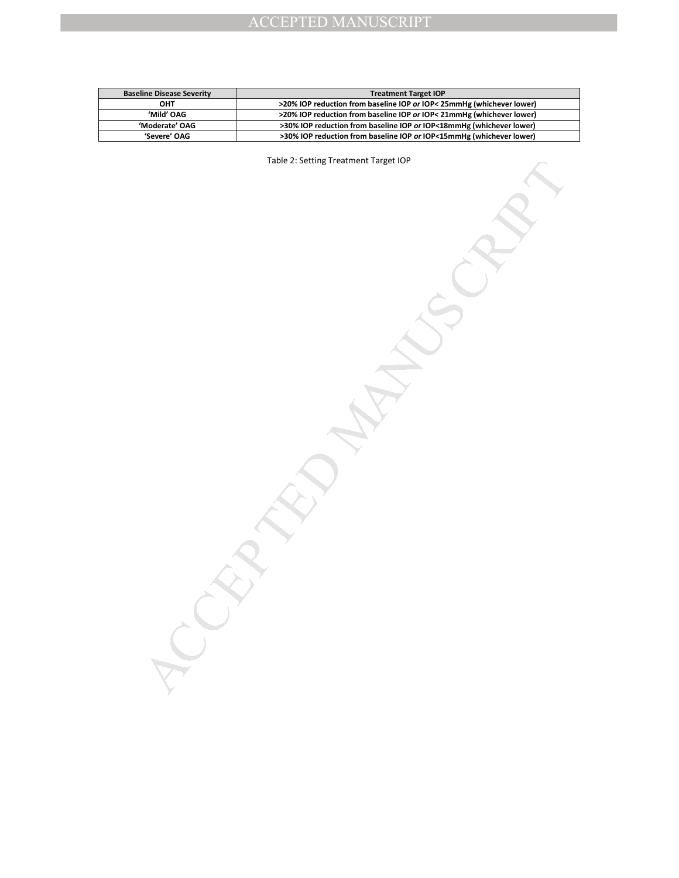| **Baseline Disease Severity** | **Treatment Target IOP** |
| --- | --- |
| **OHT** | **>20% IOP reduction from baseline IOP *or* IOP< 25mmHg (whichever lower)** |
| **'Mild' OAG** | **>20% IOP reduction from baseline IOP *or* IOP< 21mmHg (whichever lower)** |
| **'Moderate' OAG** | **>30% IOP reduction from baseline IOP *or* IOP<18mmHg (whichever lower)** |
| **'Severe' OAG** | **>30% IOP reduction from baseline IOP *or* IOP<15mmHg (whichever lower)** |

Table 2: Setting Treatment Target IOP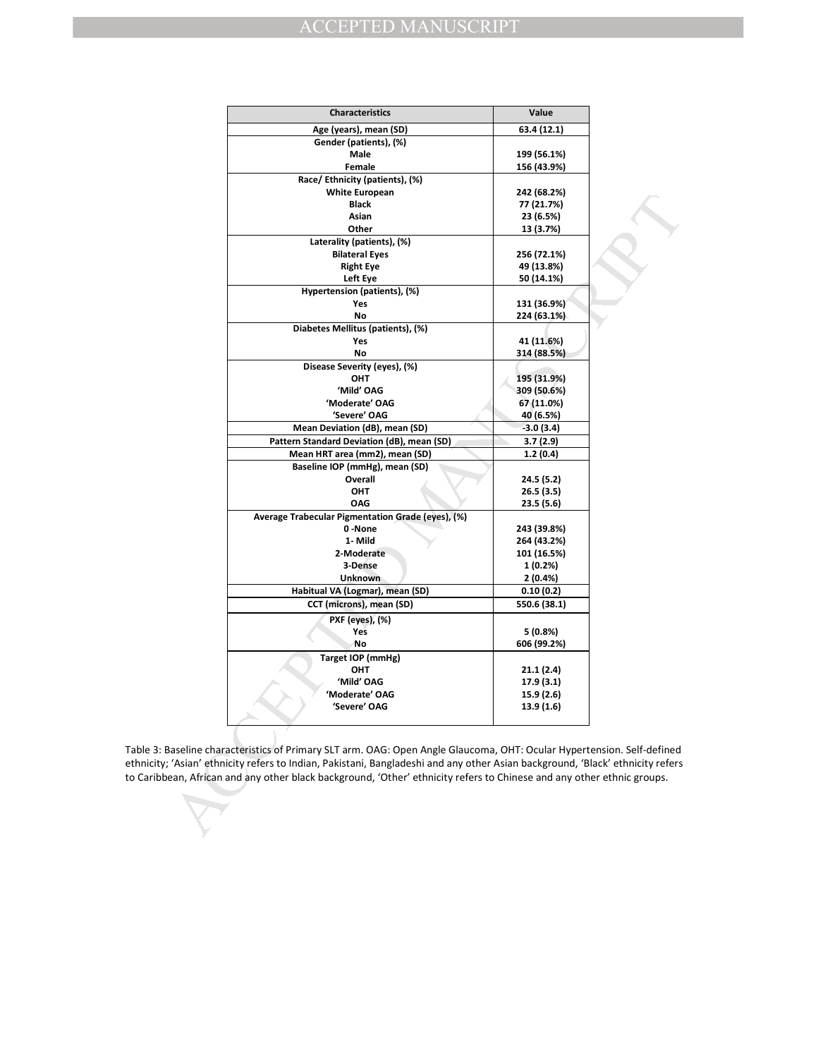| Characteristics | Value |
|---|---|
| Age (years), mean (SD) | 63.4 (12.1) |
| Gender (patients), (%) | |
| Male | 199 (56.1%) |
| Female | 156 (43.9%) |
| Race/ Ethnicity (patients), (%) | |
| White European | 242 (68.2%) |
| Black | 77 (21.7%) |
| Asian | 23 (6.5%) |
| Other | 13 (3.7%) |
| Laterality (patients), (%) | |
| Bilateral Eyes | 256 (72.1%) |
| Right Eye | 49 (13.8%) |
| Left Eye | 50 (14.1%) |
| Hypertension (patients), (%) | |
| Yes | 131 (36.9%) |
| No | 224 (63.1%) |
| Diabetes Mellitus (patients), (%) | |
| Yes | 41 (11.6%) |
| No | 314 (88.5%) |
| Disease Severity (eyes), (%) | |
| OHT | 195 (31.9%) |
| 'Mild' OAG | 309 (50.6%) |
| 'Moderate' OAG | 67 (11.0%) |
| 'Severe' OAG | 40 (6.5%) |
| Mean Deviation (dB), mean (SD) | -3.0 (3.4) |
| Pattern Standard Deviation (dB), mean (SD) | 3.7 (2.9) |
| Mean HRT area (mm2), mean (SD) | 1.2 (0.4) |
| Baseline IOP (mmHg), mean (SD) | |
| Overall | 24.5 (5.2) |
| OHT | 26.5 (3.5) |
| OAG | 23.5 (5.6) |
| Average Trabecular Pigmentation Grade (eyes), (%) | |
| 0 -None | 243 (39.8%) |
| 1- Mild | 264 (43.2%) |
| 2-Moderate | 101 (16.5%) |
| 3-Dense | 1 (0.2%) |
| Unknown | 2 (0.4%) |
| Habitual VA (Logmar), mean (SD) | 0.10 (0.2) |
| CCT (microns), mean (SD) | 550.6 (38.1) |
| PXF (eyes), (%) | |
| Yes | 5 (0.8%) |
| No | 606 (99.2%) |
| Target IOP (mmHg) | |
| OHT | 21.1 (2.4) |
| 'Mild' OAG | 17.9 (3.1) |
| 'Moderate' OAG | 15.9 (2.6) |
| 'Severe' OAG | 13.9 (1.6) |

Table 3: Baseline characteristics of Primary SLT arm. OAG: Open Angle Glaucoma, OHT: Ocular Hypertension. Self-defined ethnicity; 'Asian' ethnicity refers to Indian, Pakistani, Bangladeshi and any other Asian background, 'Black' ethnicity refers to Caribbean, African and any other black background, 'Other' ethnicity refers to Chinese and any other ethnic groups.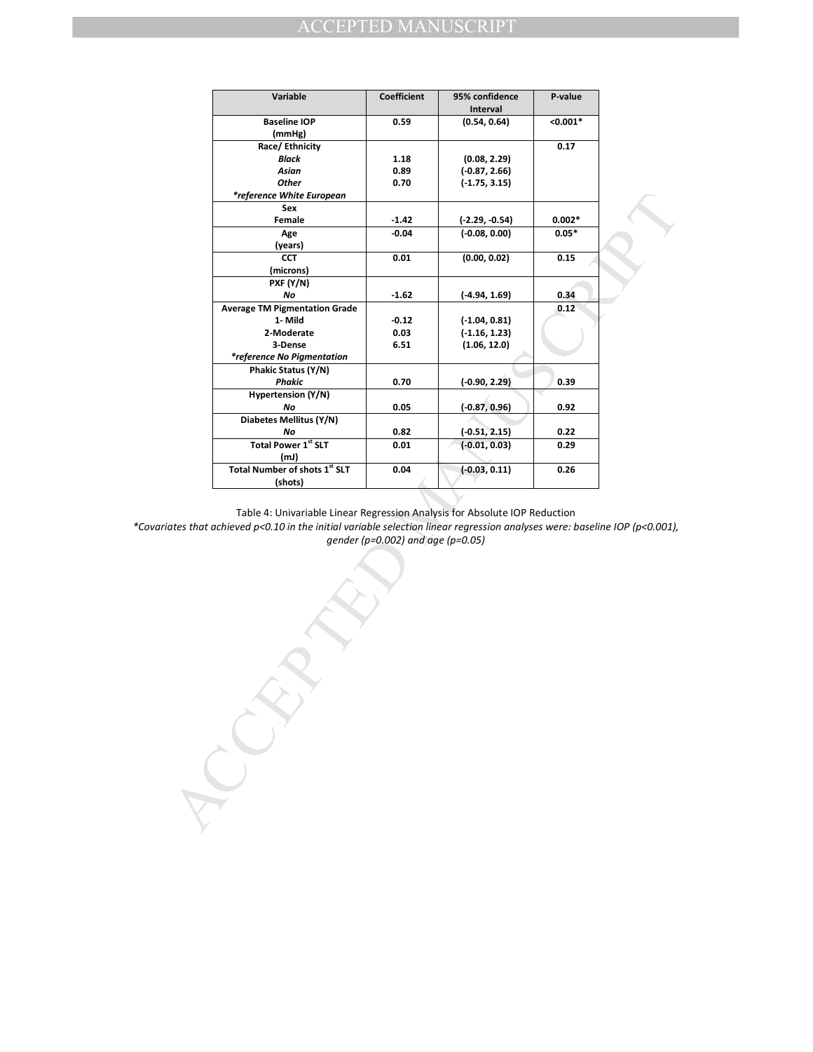| Variable | Coefficient | 95% confidence Interval | P-value |
|---|---|---|---|
| **Baseline IOP (mmHg)** | **0.59** | **(0.54, 0.64)** | **<0.001*** |
| **Race/ Ethnicity** | | | **0.17** |
| ***Black*** | **1.18** | **(0.08, 2.29)** | |
| ***Asian*** | **0.89** | **(-0.87, 2.66)** | |
| ***Other*** | **0.70** | **(-1.75, 3.15)** | |
| ***\*reference White European*** | | | |
| **Sex** | | | |
| **Female** | **-1.42** | **(-2.29, -0.54)** | **0.002*** |
| **Age (years)** | **-0.04** | **(-0.08, 0.00)** | **0.05*** |
| **CCT (microns)** | **0.01** | **(0.00, 0.02)** | **0.15** |
| **PXF (Y/N)** | | | |
| ***No*** | **-1.62** | **(-4.94, 1.69)** | **0.34** |
| **Average TM Pigmentation Grade** | | | **0.12** |
| **1- Mild** | **-0.12** | **(-1.04, 0.81)** | |
| **2-Moderate** | **0.03** | **(-1.16, 1.23)** | |
| **3-Dense** | **6.51** | **(1.06, 12.0)** | |
| ***\*reference No Pigmentation*** | | | |
| **Phakic Status (Y/N)** | | | |
| ***Phakic*** | **0.70** | **(-0.90, 2.29)** | **0.39** |
| **Hypertension (Y/N)** | | | |
| ***No*** | **0.05** | **(-0.87, 0.96)** | **0.92** |
| **Diabetes Mellitus (Y/N)** | | | |
| ***No*** | **0.82** | **(-0.51, 2.15)** | **0.22** |
| **Total Power 1st SLT (mJ)** | **0.01** | **(-0.01, 0.03)** | **0.29** |
| **Total Number of shots 1st SLT (shots)** | **0.04** | **(-0.03, 0.11)** | **0.26** |

Table 4: Univariable Linear Regression Analysis for Absolute IOP Reduction

**Covariates that achieved p<0.10 in the initial variable selection linear regression analyses were: baseline IOP (p<0.001), gender (p=0.002) and age (p=0.05)*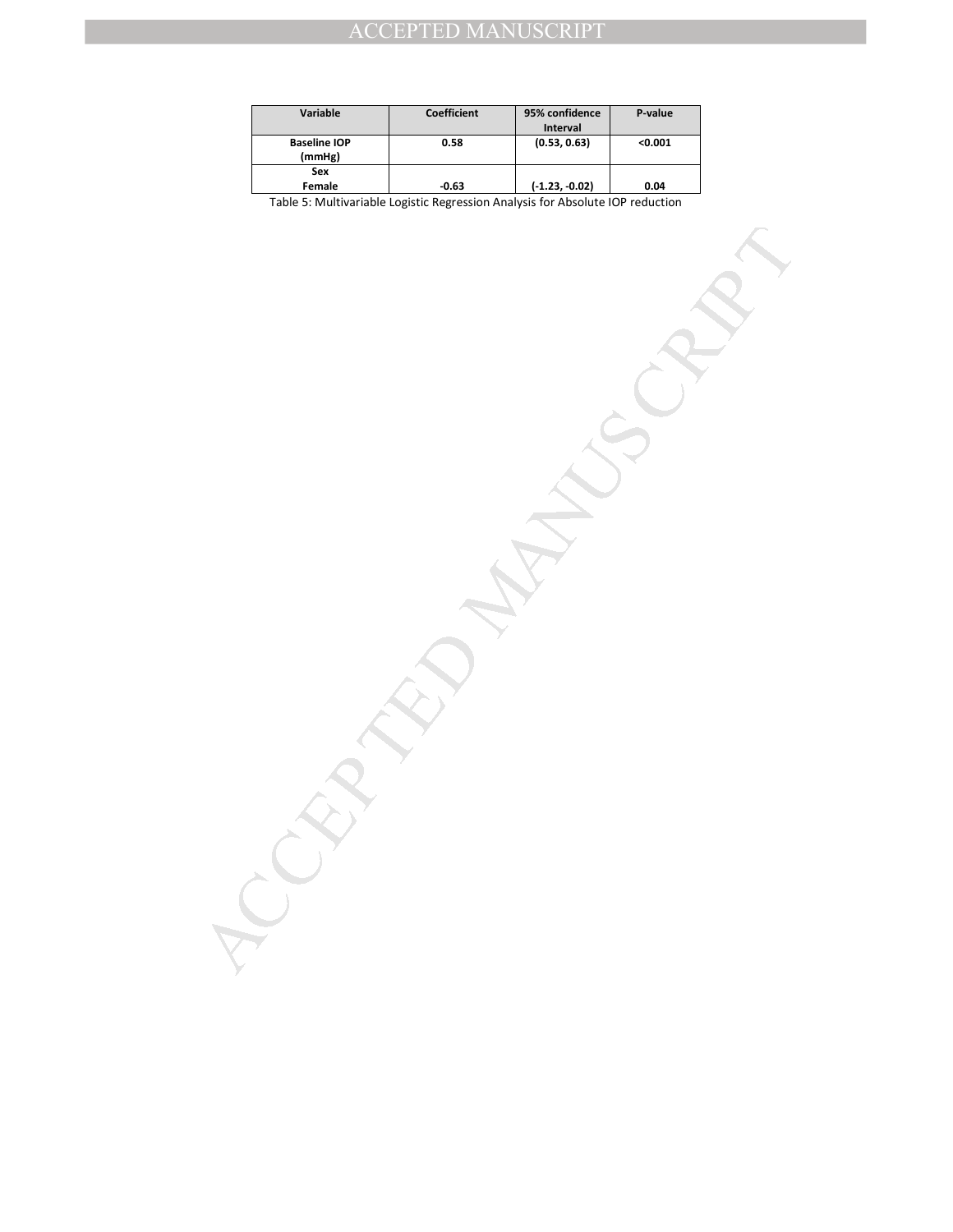| Variable | Coefficient | 95% confidence Interval | P-value |
|---|---|---|---|
| **Baseline IOP (mmHg)** | **0.58** | **(0.53, 0.63)** | **<0.001** |
| **Sex** | | | |
| **Female** | **-0.63** | **(-1.23, -0.02)** | **0.04** |

Table 5: Multivariable Logistic Regression Analysis for Absolute IOP reduction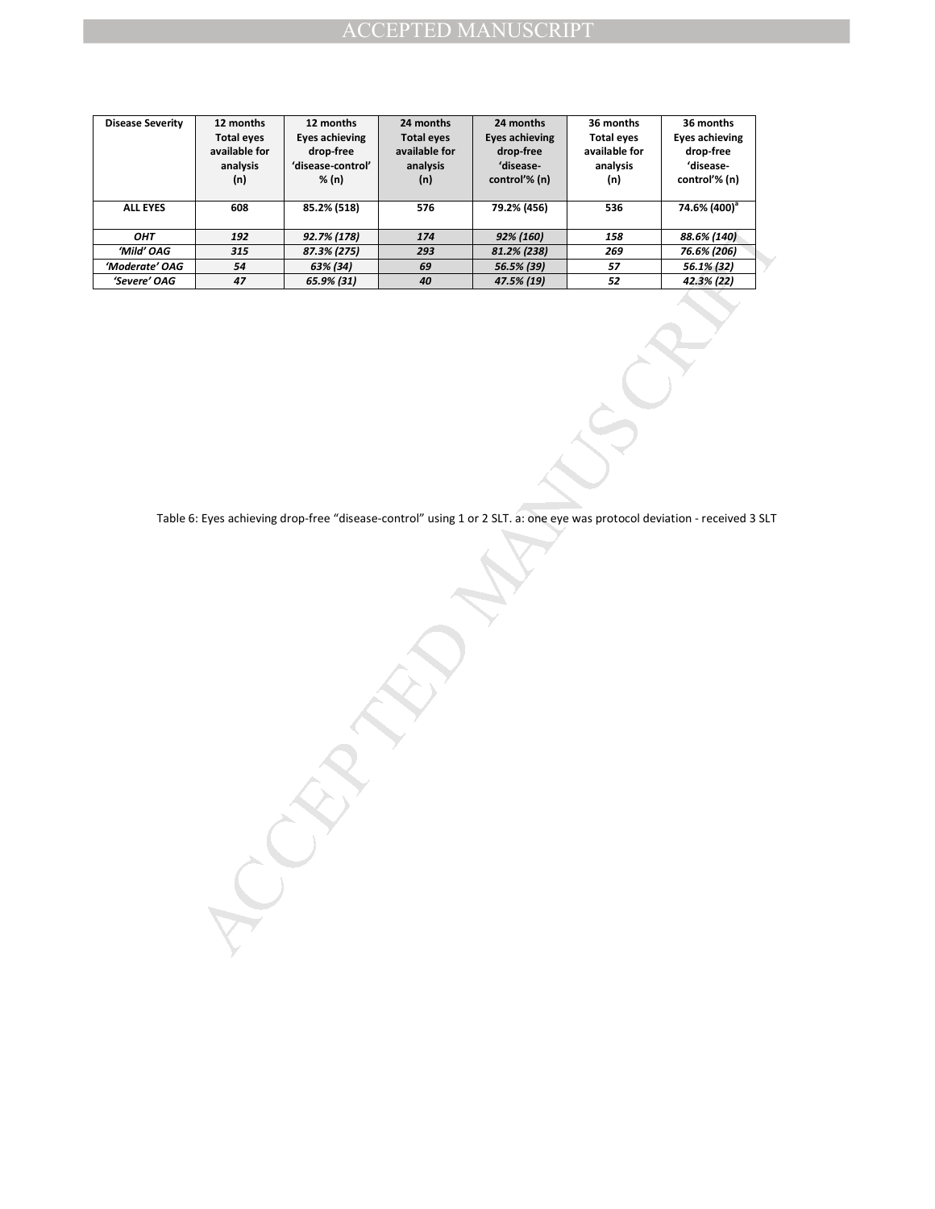| Disease Severity | 12 months Total eyes available for analysis (n) | 12 months Eyes achieving drop-free 'disease-control' % (n) | 24 months Total eyes available for analysis (n) | 24 months Eyes achieving drop-free 'disease-control'% (n) | 36 months Total eyes available for analysis (n) | 36 months Eyes achieving drop-free 'disease-control'% (n) |
|---|---|---|---|---|---|---|
| **ALL EYES** | **608** | **85.2% (518)** | **576** | **79.2% (456)** | **536** | **74.6% (400)[a]** |
| ***OHT*** | ***192*** | ***92.7% (178)*** | ***174*** | ***92% (160)*** | ***158*** | ***88.6% (140)*** |
| ***'Mild' OAG*** | ***315*** | ***87.3% (275)*** | ***293*** | ***81.2% (238)*** | ***269*** | ***76.6% (206)*** |
| ***'Moderate' OAG*** | ***54*** | ***63% (34)*** | ***69*** | ***56.5% (39)*** | ***57*** | ***56.1% (32)*** |
| ***'Severe' OAG*** | ***47*** | ***65.9% (31)*** | ***40*** | ***47.5% (19)*** | ***52*** | ***42.3% (22)*** |

Table 6: Eyes achieving drop-free "disease-control" using 1 or 2 SLT. a: one eye was protocol deviation - received 3 SLT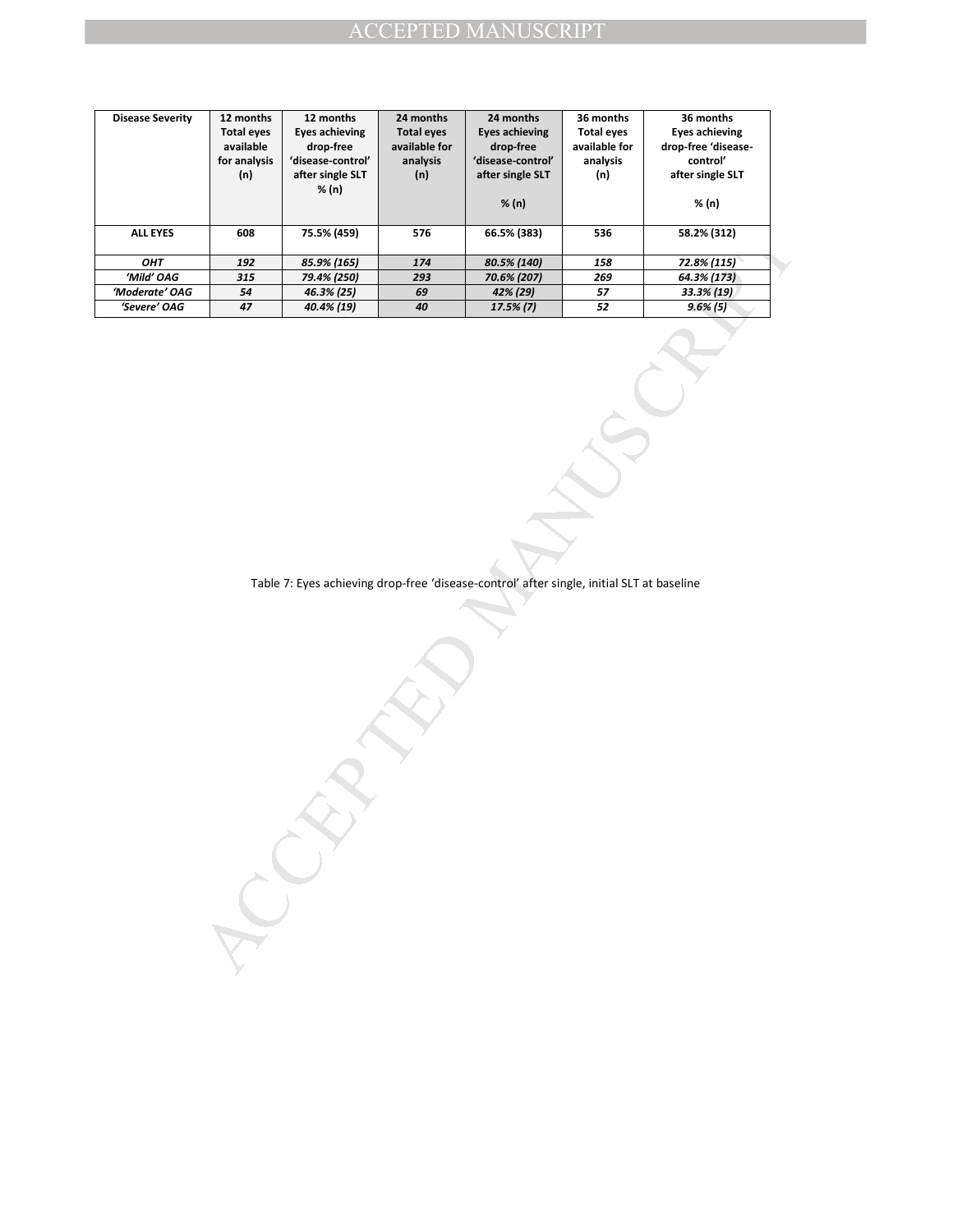| Disease Severity | 12 months Total eyes available for analysis (n) | 12 months Eyes achieving drop-free 'disease-control' after single SLT % (n) | 24 months Total eyes available for analysis (n) | 24 months Eyes achieving drop-free 'disease-control' after single SLT % (n) | 36 months Total eyes available for analysis (n) | 36 months Eyes achieving drop-free 'disease-control' after single SLT % (n) |
|---|---|---|---|---|---|---|
| **ALL EYES** | **608** | **75.5% (459)** | **576** | **66.5% (383)** | **536** | **58.2% (312)** |
| ***OHT*** | ***192*** | ***85.9% (165)*** | ***174*** | ***80.5% (140)*** | ***158*** | ***72.8% (115)*** |
| ***'Mild' OAG*** | ***315*** | ***79.4% (250)*** | ***293*** | ***70.6% (207)*** | ***269*** | ***64.3% (173)*** |
| ***'Moderate' OAG*** | ***54*** | ***46.3% (25)*** | ***69*** | ***42% (29)*** | ***57*** | ***33.3% (19)*** |
| ***'Severe' OAG*** | ***47*** | ***40.4% (19)*** | ***40*** | ***17.5% (7)*** | ***52*** | ***9.6% (5)*** |

Table 7: Eyes achieving drop-free 'disease-control' after single, initial SLT at baseline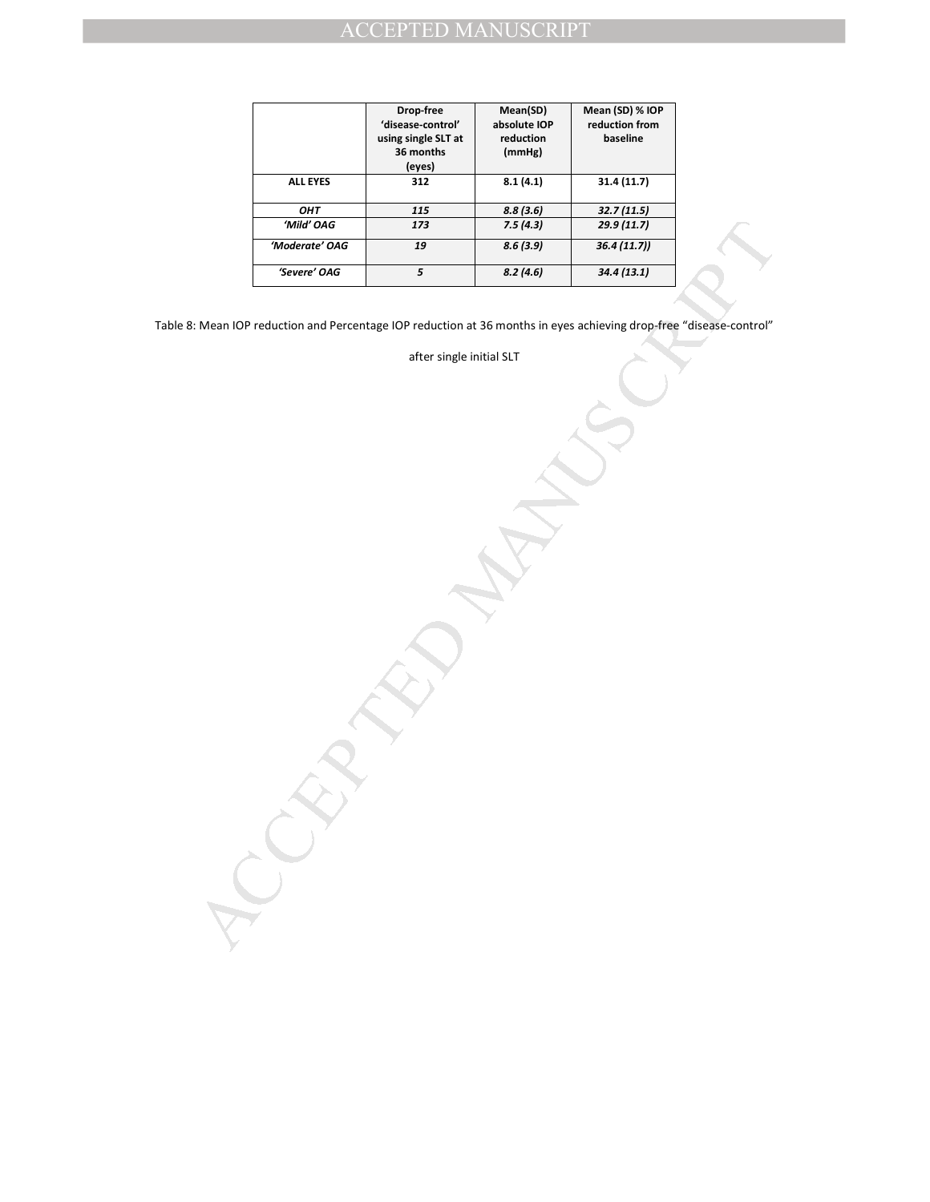| | Drop-free 'disease-control' using single SLT at 36 months (eyes) | Mean(SD) absolute IOP reduction (mmHg) | Mean (SD) % IOP reduction from baseline |
|---|---|---|---|
| **ALL EYES** | **312** | **8.1 (4.1)** | **31.4 (11.7)** |
| ***OHT*** | ***115*** | ***8.8 (3.6)*** | ***32.7 (11.5)*** |
| ***'Mild' OAG*** | ***173*** | ***7.5 (4.3)*** | ***29.9 (11.7)*** |
| ***'Moderate' OAG*** | ***19*** | ***8.6 (3.9)*** | ***36.4 (11.7))*** |
| ***'Severe' OAG*** | ***5*** | ***8.2 (4.6)*** | ***34.4 (13.1)*** |

Table 8: Mean IOP reduction and Percentage IOP reduction at 36 months in eyes achieving drop-free "disease-control" after single initial SLT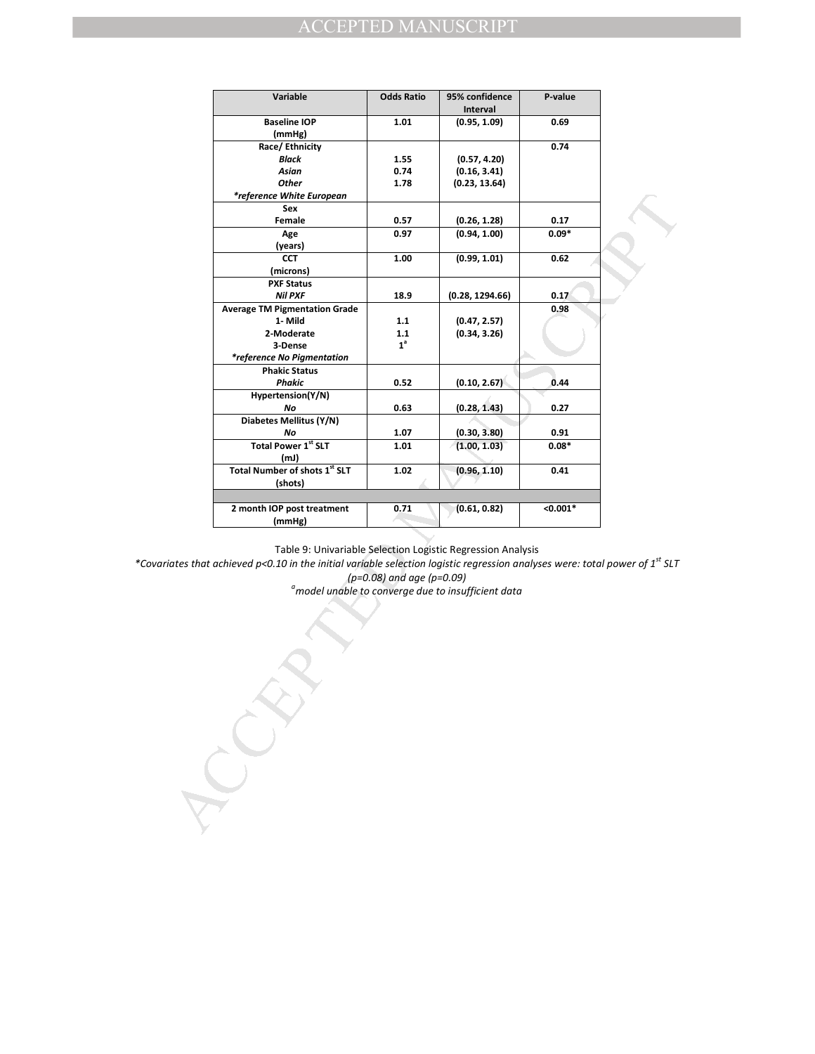| Variable | Odds Ratio | 95% confidence Interval | P-value |
|---|---|---|---|
| **Baseline IOP (mmHg)** | **1.01** | **(0.95, 1.09)** | **0.69** |
| **Race/ Ethnicity** | | | **0.74** |
| ***Black*** | **1.55** | **(0.57, 4.20)** | |
| ***Asian*** | **0.74** | **(0.16, 3.41)** | |
| ***Other*** | **1.78** | **(0.23, 13.64)** | |
| ***\*reference White European*** | | | |
| **Sex** | | | |
| **Female** | **0.57** | **(0.26, 1.28)** | **0.17** |
| **Age (years)** | **0.97** | **(0.94, 1.00)** | **0.09\*** |
| **CCT (microns)** | **1.00** | **(0.99, 1.01)** | **0.62** |
| **PXF Status** | | | |
| ***Nil PXF*** | **18.9** | **(0.28, 1294.66)** | **0.17** |
| **Average TM Pigmentation Grade** | | | **0.98** |
| **1- Mild** | **1.1** | **(0.47, 2.57)** | |
| **2-Moderate** | **1.1** | **(0.34, 3.26)** | |
| **3-Dense** | **1[a]** | | |
| ***\*reference No Pigmentation*** | | | |
| **Phakic Status** | | | |
| ***Phakic*** | **0.52** | **(0.10, 2.67)** | **0.44** |
| **Hypertension(Y/N)** | | | |
| ***No*** | **0.63** | **(0.28, 1.43)** | **0.27** |
| **Diabetes Mellitus (Y/N)** | | | |
| ***No*** | **1.07** | **(0.30, 3.80)** | **0.91** |
| **Total Power 1st SLT (mJ)** | **1.01** | **(1.00, 1.03)** | **0.08\*** |
| **Total Number of shots 1st SLT (shots)** | **1.02** | **(0.96, 1.10)** | **0.41** |
| | | | |
| **2 month IOP post treatment (mmHg)** | **0.71** | **(0.61, 0.82)** | **<0.001\*** |

Table 9: Univariable Selection Logistic Regression Analysis

*\*Covariates that achieved p<0.10 in the initial variable selection logistic regression analyses were: total power of 1st SLT (p=0.08) and age (p=0.09)*

*[a]model unable to converge due to insufficient data*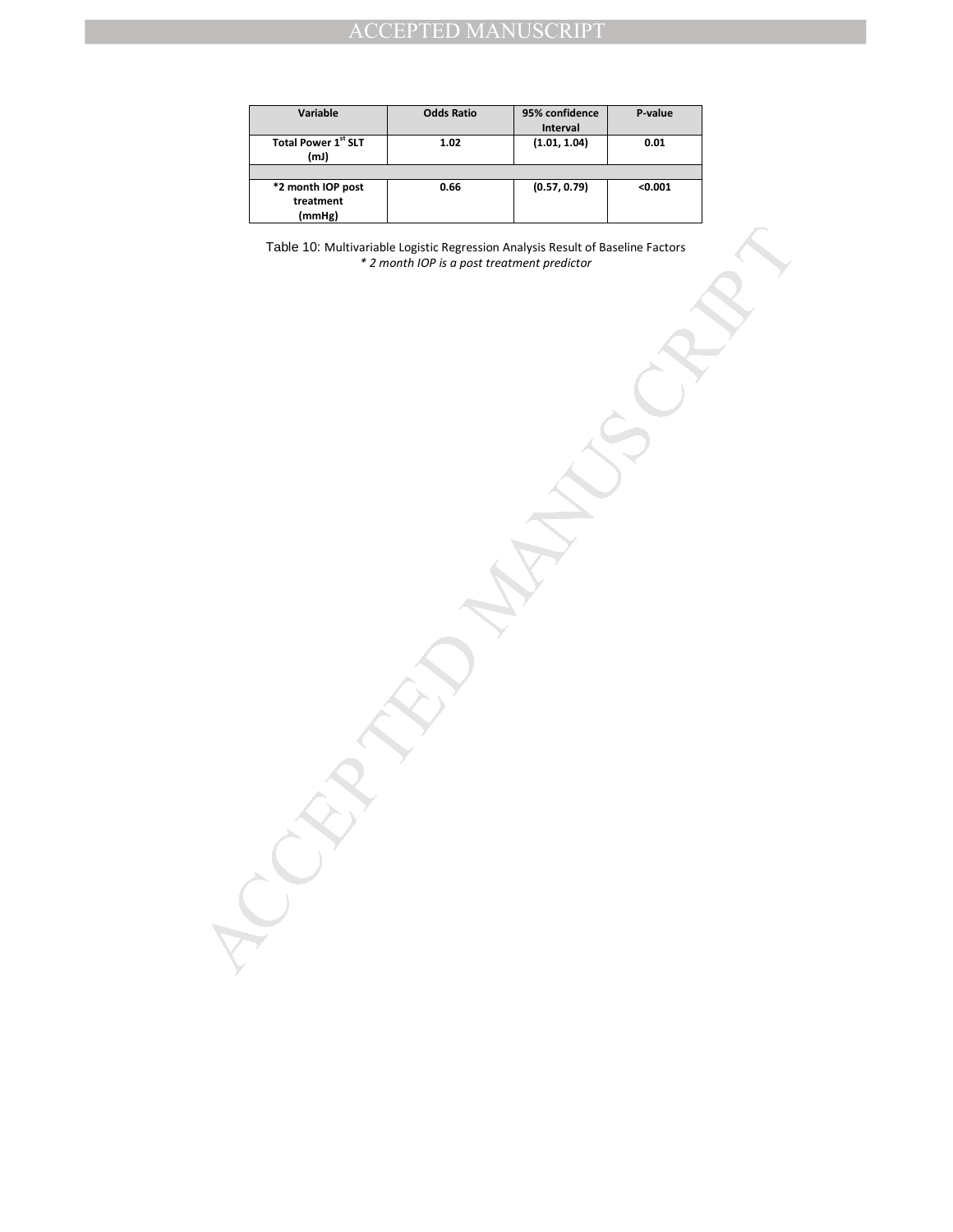| Variable | Odds Ratio | 95% confidence Interval | P-value |
|---|---|---|---|
| **Total Power 1st SLT (mJ)** | **1.02** | **(1.01, 1.04)** | **0.01** |
| | | | |
| ***2 month IOP post treatment (mmHg)** | **0.66** | **(0.57, 0.79)** | **<0.001** |

Table 10: Multivariable Logistic Regression Analysis Result of Baseline Factors
*\* 2 month IOP is a post treatment predictor*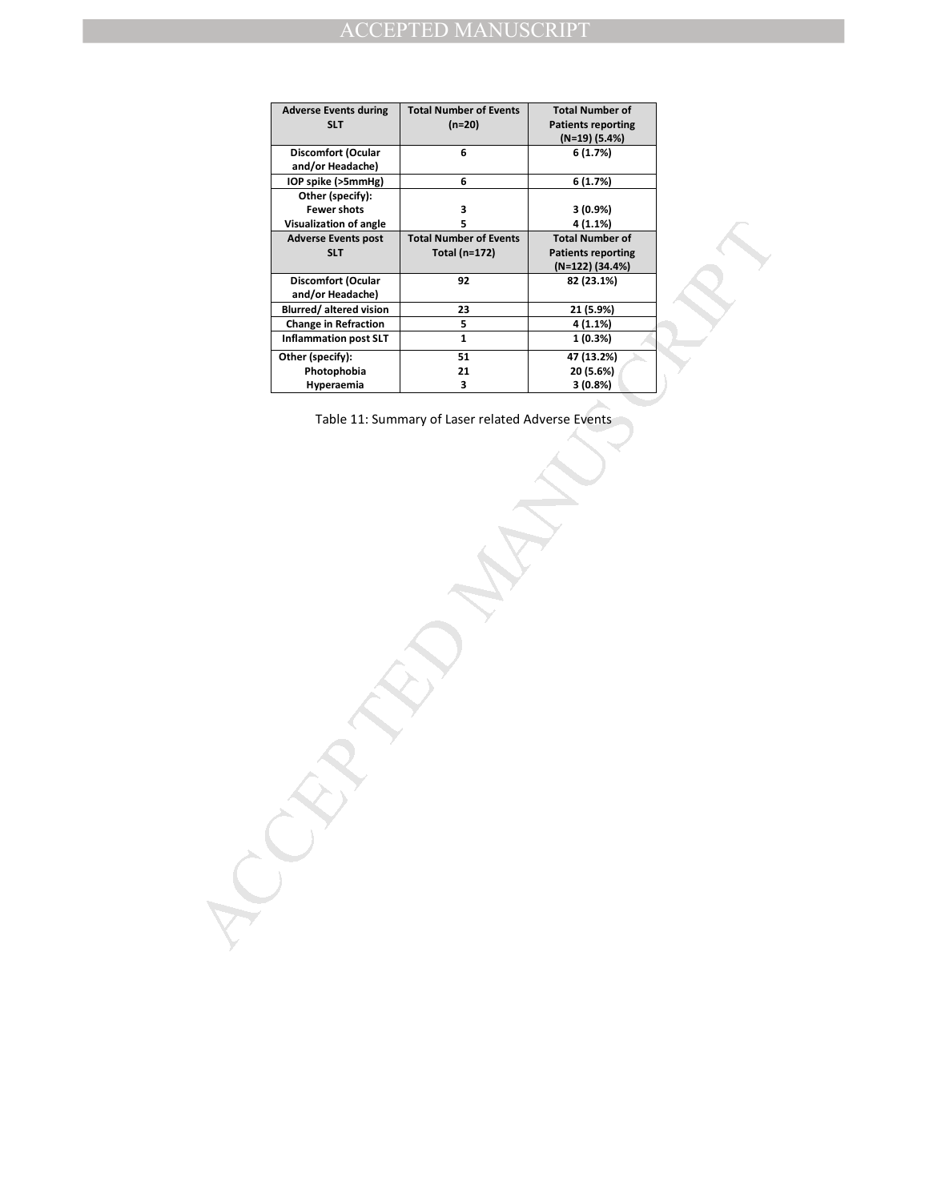| Adverse Events during SLT | Total Number of Events (n=20) | Total Number of Patients reporting (N=19) (5.4%) |
|---|---|---|
| Discomfort (Ocular and/or Headache) | 6 | 6 (1.7%) |
| IOP spike (>5mmHg) | 6 | 6 (1.7%) |
| Other (specify): | | |
| Fewer shots | 3 | 3 (0.9%) |
| Visualization of angle | 5 | 4 (1.1%) |
| **Adverse Events post SLT** | **Total Number of Events Total (n=172)** | **Total Number of Patients reporting (N=122) (34.4%)** |
| Discomfort (Ocular and/or Headache) | 92 | 82 (23.1%) |
| Blurred/ altered vision | 23 | 21 (5.9%) |
| Change in Refraction | 5 | 4 (1.1%) |
| Inflammation post SLT | 1 | 1 (0.3%) |
| Other (specify): | 51 | 47 (13.2%) |
| Photophobia | 21 | 20 (5.6%) |
| Hyperaemia | 3 | 3 (0.8%) |

Table 11: Summary of Laser related Adverse Events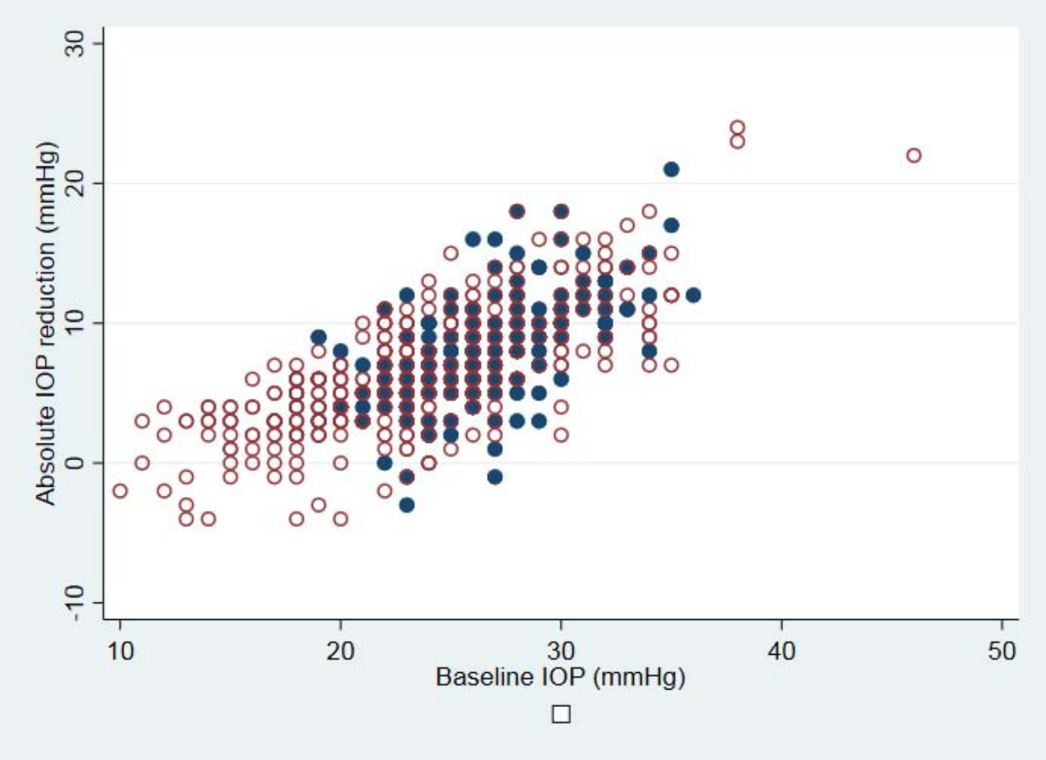Absolute IOP reduction (mmHg)

Baseline IOP (mmHg)

□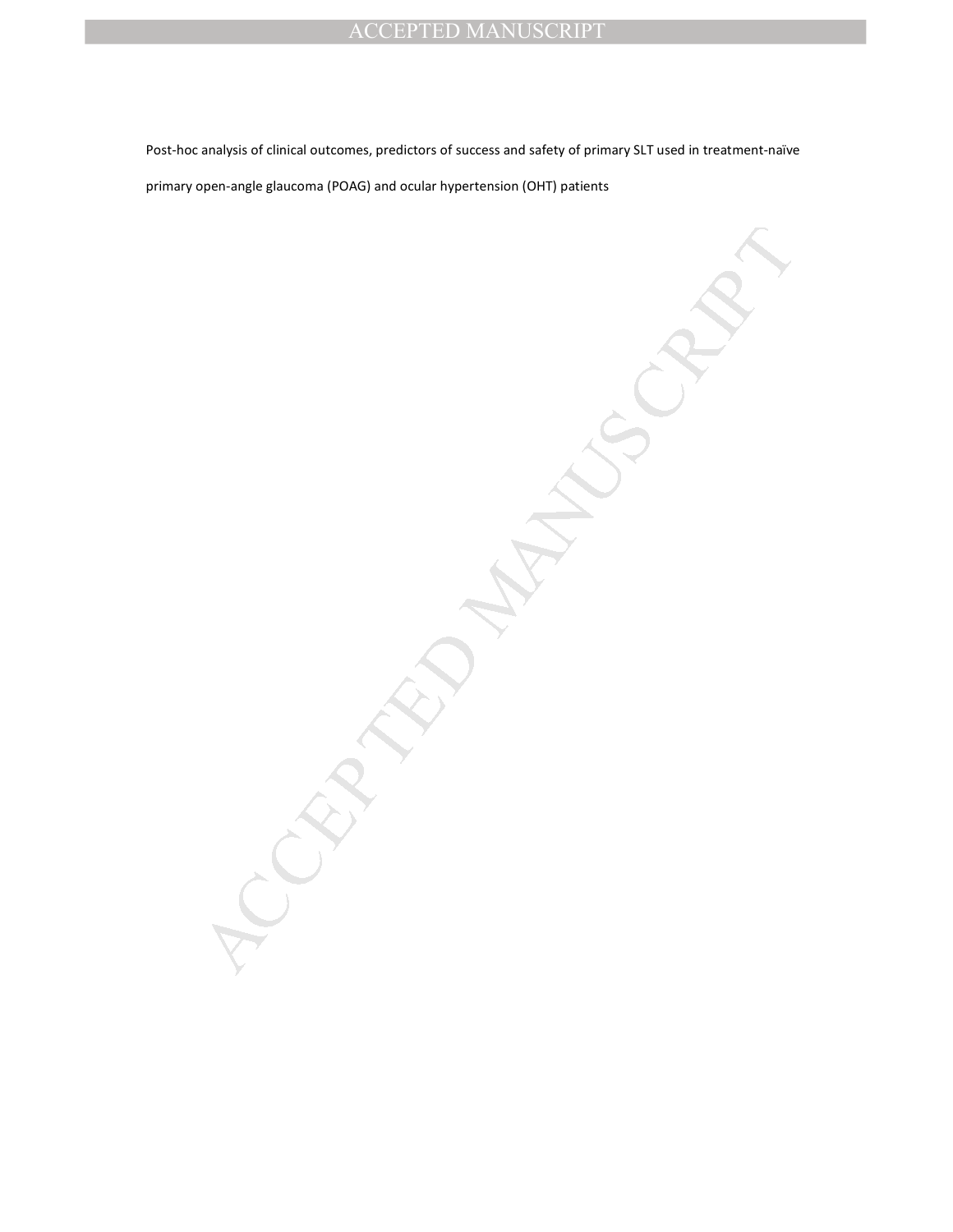Post-hoc analysis of clinical outcomes, predictors of success and safety of primary SLT used in treatment-naïve primary open-angle glaucoma (POAG) and ocular hypertension (OHT) patients